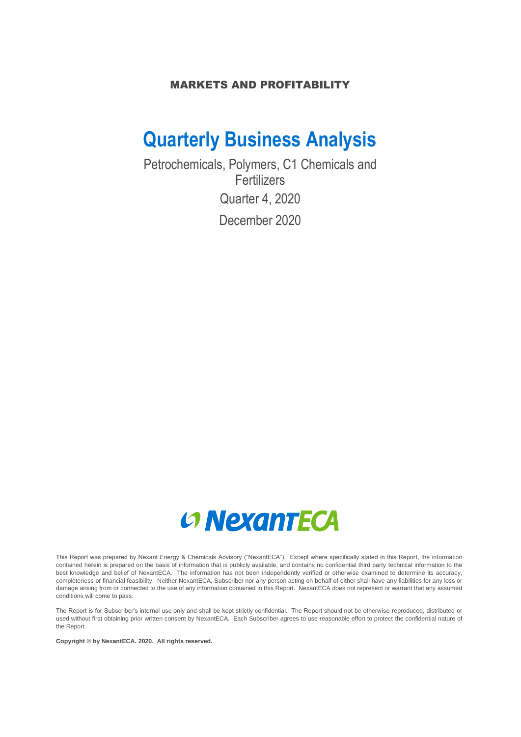MARKETS AND PROFITABILITY

# Quarterly Business Analysis

Petrochemicals, Polymers, C1 Chemicals and Fertilizers

Quarter 4, 2020

December 2020

NexantECA

This Report was prepared by Nexant Energy & Chemicals Advisory ("NexantECA"). Except where specifically stated in this Report, the information contained herein is prepared on the basis of information that is publicly available, and contains no confidential third party technical information to the best knowledge and belief of NexantECA. The information has not been independently verified or otherwise examined to determine its accuracy, completeness or financial feasibility. Neither NexantECA, Subscriber nor any person acting on behalf of either shall have any liabilities for any loss or damage arising from or connected to the use of any information contained in this Report. NexantECA does not represent or warrant that any assumed conditions will come to pass.

The Report is for Subscriber's internal use only and shall be kept strictly confidential. The Report should not be otherwise reproduced, distributed or used without first obtaining prior written consent by NexantECA. Each Subscriber agrees to use reasonable effort to protect the confidential nature of the Report.

**Copyright © by NexantECA. 2020. All rights reserved.**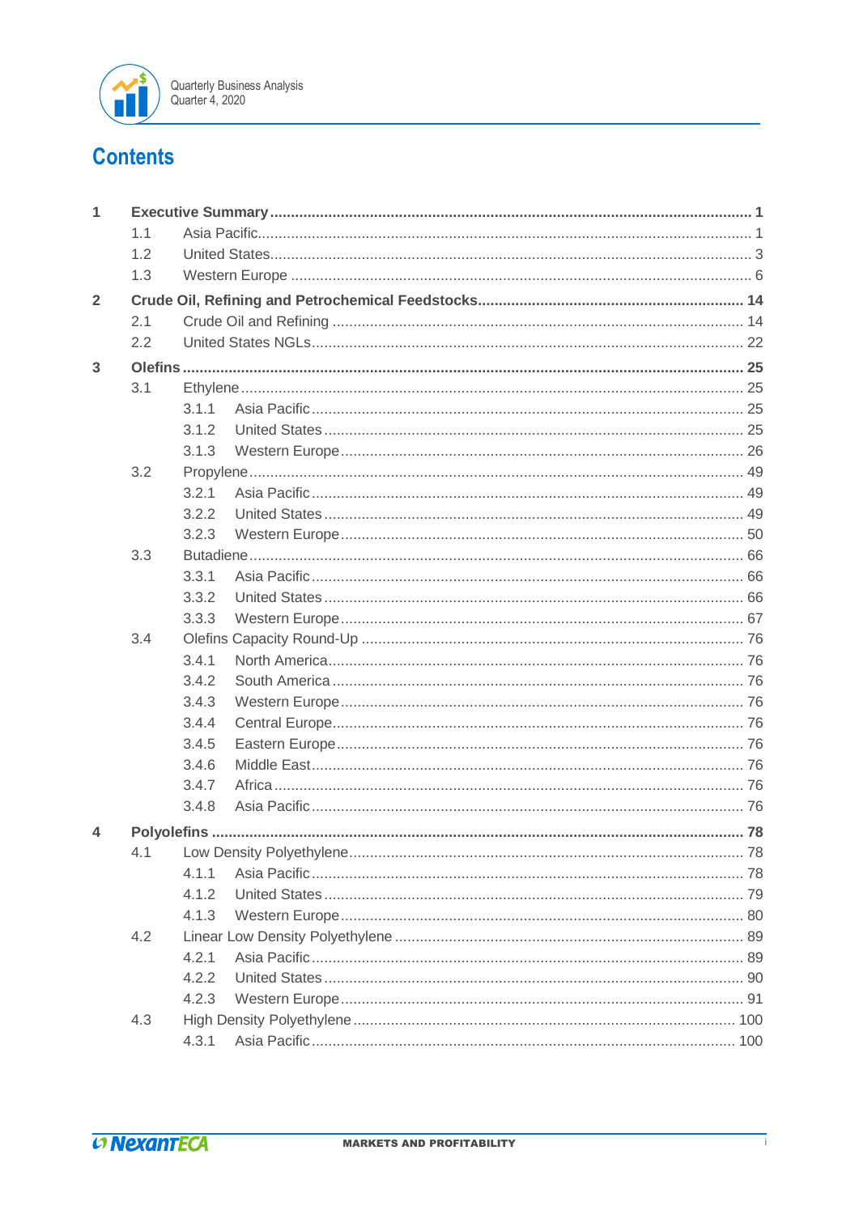# Contents

| | | | |
|---|---|---|---|
| **1** | **Executive Summary** | | **1** |
| | 1.1 | Asia Pacific | 1 |
| | 1.2 | United States | 3 |
| | 1.3 | Western Europe | 6 |
| **2** | **Crude Oil, Refining and Petrochemical Feedstocks** | | **14** |
| | 2.1 | Crude Oil and Refining | 14 |
| | 2.2 | United States NGLs | 22 |
| **3** | **Olefins** | | **25** |
| | 3.1 | Ethylene | 25 |
| | 3.1.1 | Asia Pacific | 25 |
| | 3.1.2 | United States | 25 |
| | 3.1.3 | Western Europe | 26 |
| | 3.2 | Propylene | 49 |
| | 3.2.1 | Asia Pacific | 49 |
| | 3.2.2 | United States | 49 |
| | 3.2.3 | Western Europe | 50 |
| | 3.3 | Butadiene | 66 |
| | 3.3.1 | Asia Pacific | 66 |
| | 3.3.2 | United States | 66 |
| | 3.3.3 | Western Europe | 67 |
| | 3.4 | Olefins Capacity Round-Up | 76 |
| | 3.4.1 | North America | 76 |
| | 3.4.2 | South America | 76 |
| | 3.4.3 | Western Europe | 76 |
| | 3.4.4 | Central Europe | 76 |
| | 3.4.5 | Eastern Europe | 76 |
| | 3.4.6 | Middle East | 76 |
| | 3.4.7 | Africa | 76 |
| | 3.4.8 | Asia Pacific | 76 |
| **4** | **Polyolefins** | | **78** |
| | 4.1 | Low Density Polyethylene | 78 |
| | 4.1.1 | Asia Pacific | 78 |
| | 4.1.2 | United States | 79 |
| | 4.1.3 | Western Europe | 80 |
| | 4.2 | Linear Low Density Polyethylene | 89 |
| | 4.2.1 | Asia Pacific | 89 |
| | 4.2.2 | United States | 90 |
| | 4.2.3 | Western Europe | 91 |
| | 4.3 | High Density Polyethylene | 100 |
| | 4.3.1 | Asia Pacific | 100 |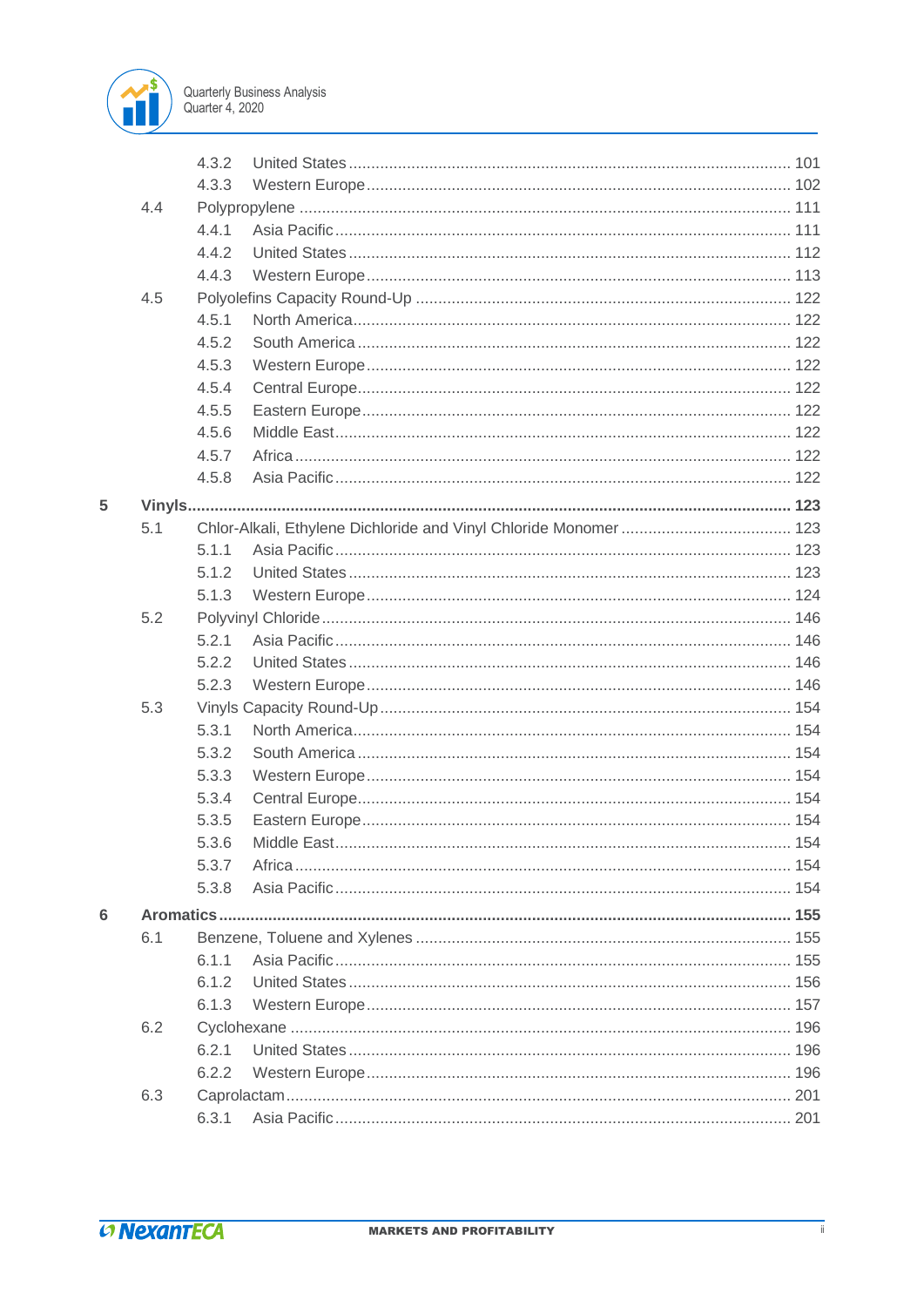| | | | |
|---|---|---|---|
| | 4.3.2 | United States | 101 |
| | 4.3.3 | Western Europe | 102 |
| 4.4 | | Polypropylene | 111 |
| | 4.4.1 | Asia Pacific | 111 |
| | 4.4.2 | United States | 112 |
| | 4.4.3 | Western Europe | 113 |
| 4.5 | | Polyolefins Capacity Round-Up | 122 |
| | 4.5.1 | North America | 122 |
| | 4.5.2 | South America | 122 |
| | 4.5.3 | Western Europe | 122 |
| | 4.5.4 | Central Europe | 122 |
| | 4.5.5 | Eastern Europe | 122 |
| | 4.5.6 | Middle East | 122 |
| | 4.5.7 | Africa | 122 |
| | 4.5.8 | Asia Pacific | 122 |
| **5** | | **Vinyls** | **123** |
| 5.1 | | Chlor-Alkali, Ethylene Dichloride and Vinyl Chloride Monomer | 123 |
| | 5.1.1 | Asia Pacific | 123 |
| | 5.1.2 | United States | 123 |
| | 5.1.3 | Western Europe | 124 |
| 5.2 | | Polyvinyl Chloride | 146 |
| | 5.2.1 | Asia Pacific | 146 |
| | 5.2.2 | United States | 146 |
| | 5.2.3 | Western Europe | 146 |
| 5.3 | | Vinyls Capacity Round-Up | 154 |
| | 5.3.1 | North America | 154 |
| | 5.3.2 | South America | 154 |
| | 5.3.3 | Western Europe | 154 |
| | 5.3.4 | Central Europe | 154 |
| | 5.3.5 | Eastern Europe | 154 |
| | 5.3.6 | Middle East | 154 |
| | 5.3.7 | Africa | 154 |
| | 5.3.8 | Asia Pacific | 154 |
| **6** | | **Aromatics** | **155** |
| 6.1 | | Benzene, Toluene and Xylenes | 155 |
| | 6.1.1 | Asia Pacific | 155 |
| | 6.1.2 | United States | 156 |
| | 6.1.3 | Western Europe | 157 |
| 6.2 | | Cyclohexane | 196 |
| | 6.2.1 | United States | 196 |
| | 6.2.2 | Western Europe | 196 |
| 6.3 | | Caprolactam | 201 |
| | 6.3.1 | Asia Pacific | 201 |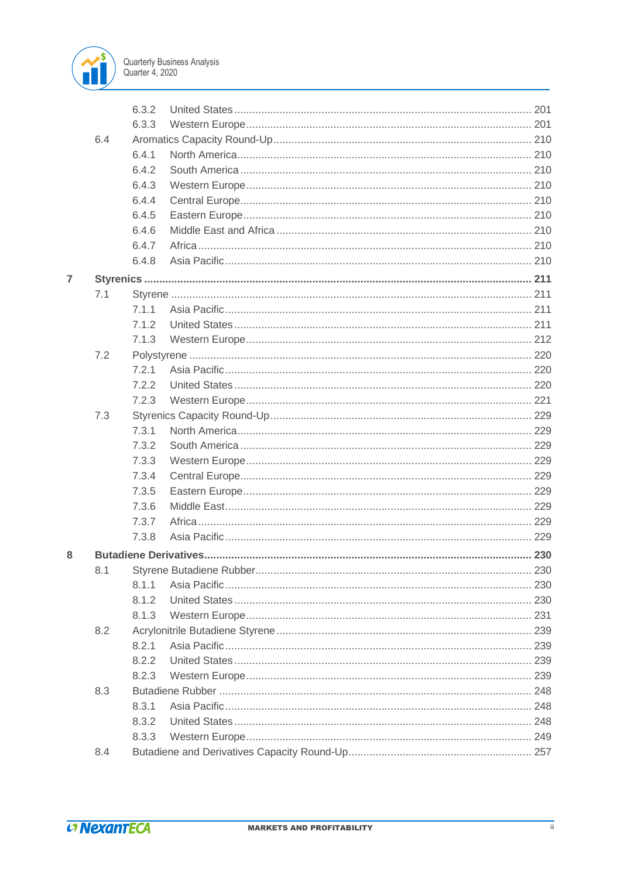| | | | |
|---|---|---|---|
| | 6.3.2 | United States | 201 |
| | 6.3.3 | Western Europe | 201 |
| 6.4 | | Aromatics Capacity Round-Up | 210 |
| | 6.4.1 | North America | 210 |
| | 6.4.2 | South America | 210 |
| | 6.4.3 | Western Europe | 210 |
| | 6.4.4 | Central Europe | 210 |
| | 6.4.5 | Eastern Europe | 210 |
| | 6.4.6 | Middle East and Africa | 210 |
| | 6.4.7 | Africa | 210 |
| | 6.4.8 | Asia Pacific | 210 |
| **7** | | **Styrenics** | **211** |
| 7.1 | | Styrene | 211 |
| | 7.1.1 | Asia Pacific | 211 |
| | 7.1.2 | United States | 211 |
| | 7.1.3 | Western Europe | 212 |
| 7.2 | | Polystyrene | 220 |
| | 7.2.1 | Asia Pacific | 220 |
| | 7.2.2 | United States | 220 |
| | 7.2.3 | Western Europe | 221 |
| 7.3 | | Styrenics Capacity Round-Up | 229 |
| | 7.3.1 | North America | 229 |
| | 7.3.2 | South America | 229 |
| | 7.3.3 | Western Europe | 229 |
| | 7.3.4 | Central Europe | 229 |
| | 7.3.5 | Eastern Europe | 229 |
| | 7.3.6 | Middle East | 229 |
| | 7.3.7 | Africa | 229 |
| | 7.3.8 | Asia Pacific | 229 |
| **8** | | **Butadiene Derivatives** | **230** |
| 8.1 | | Styrene Butadiene Rubber | 230 |
| | 8.1.1 | Asia Pacific | 230 |
| | 8.1.2 | United States | 230 |
| | 8.1.3 | Western Europe | 231 |
| 8.2 | | Acrylonitrile Butadiene Styrene | 239 |
| | 8.2.1 | Asia Pacific | 239 |
| | 8.2.2 | United States | 239 |
| | 8.2.3 | Western Europe | 239 |
| 8.3 | | Butadiene Rubber | 248 |
| | 8.3.1 | Asia Pacific | 248 |
| | 8.3.2 | United States | 248 |
| | 8.3.3 | Western Europe | 249 |
| 8.4 | | Butadiene and Derivatives Capacity Round-Up | 257 |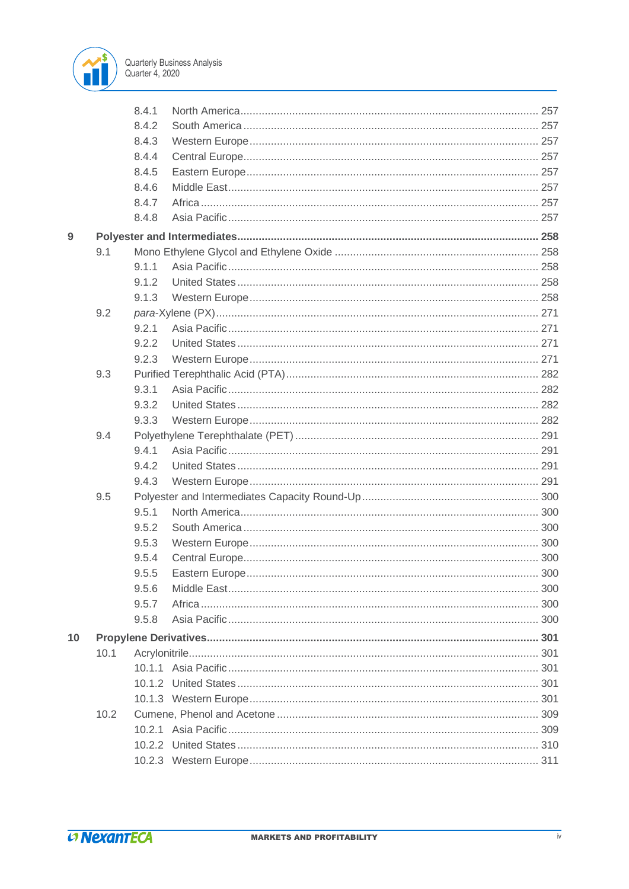8.4.1 North America ........................................................................................ 257
8.4.2 South America ........................................................................................ 257
8.4.3 Western Europe ........................................................................................ 257
8.4.4 Central Europe ........................................................................................ 257
8.4.5 Eastern Europe ........................................................................................ 257
8.4.6 Middle East ........................................................................................ 257
8.4.7 Africa ........................................................................................ 257
8.4.8 Asia Pacific ........................................................................................ 257

**9 Polyester and Intermediates ........................................................................................ 258**

9.1 Mono Ethylene Glycol and Ethylene Oxide ........................................................................................ 258
9.1.1 Asia Pacific ........................................................................................ 258
9.1.2 United States ........................................................................................ 258
9.1.3 Western Europe ........................................................................................ 258
9.2 *para*-Xylene (PX) ........................................................................................ 271
9.2.1 Asia Pacific ........................................................................................ 271
9.2.2 United States ........................................................................................ 271
9.2.3 Western Europe ........................................................................................ 271
9.3 Purified Terephthalic Acid (PTA) ........................................................................................ 282
9.3.1 Asia Pacific ........................................................................................ 282
9.3.2 United States ........................................................................................ 282
9.3.3 Western Europe ........................................................................................ 282
9.4 Polyethylene Terephthalate (PET) ........................................................................................ 291
9.4.1 Asia Pacific ........................................................................................ 291
9.4.2 United States ........................................................................................ 291
9.4.3 Western Europe ........................................................................................ 291
9.5 Polyester and Intermediates Capacity Round-Up ........................................................................................ 300
9.5.1 North America ........................................................................................ 300
9.5.2 South America ........................................................................................ 300
9.5.3 Western Europe ........................................................................................ 300
9.5.4 Central Europe ........................................................................................ 300
9.5.5 Eastern Europe ........................................................................................ 300
9.5.6 Middle East ........................................................................................ 300
9.5.7 Africa ........................................................................................ 300
9.5.8 Asia Pacific ........................................................................................ 300

**10 Propylene Derivatives ........................................................................................ 301**

10.1 Acrylonitrile ........................................................................................ 301
10.1.1 Asia Pacific ........................................................................................ 301
10.1.2 United States ........................................................................................ 301
10.1.3 Western Europe ........................................................................................ 301
10.2 Cumene, Phenol and Acetone ........................................................................................ 309
10.2.1 Asia Pacific ........................................................................................ 309
10.2.2 United States ........................................................................................ 310
10.2.3 Western Europe ........................................................................................ 311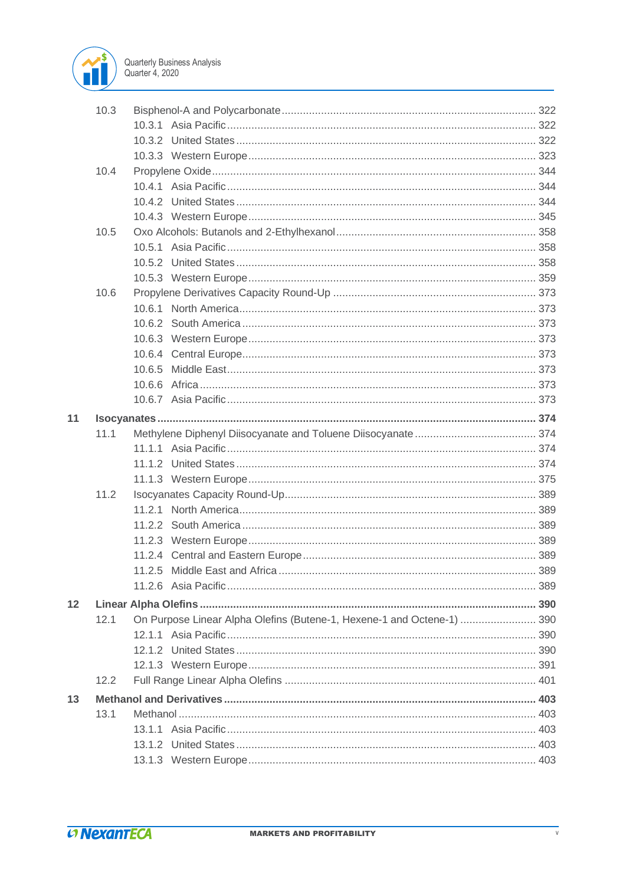- 10.3 Bisphenol-A and Polycarbonate ........ 322
  - 10.3.1 Asia Pacific ........ 322
  - 10.3.2 United States ........ 322
  - 10.3.3 Western Europe ........ 323
- 10.4 Propylene Oxide ........ 344
  - 10.4.1 Asia Pacific ........ 344
  - 10.4.2 United States ........ 344
  - 10.4.3 Western Europe ........ 345
- 10.5 Oxo Alcohols: Butanols and 2-Ethylhexanol ........ 358
  - 10.5.1 Asia Pacific ........ 358
  - 10.5.2 United States ........ 358
  - 10.5.3 Western Europe ........ 359
- 10.6 Propylene Derivatives Capacity Round-Up ........ 373
  - 10.6.1 North America ........ 373
  - 10.6.2 South America ........ 373
  - 10.6.3 Western Europe ........ 373
  - 10.6.4 Central Europe ........ 373
  - 10.6.5 Middle East ........ 373
  - 10.6.6 Africa ........ 373
  - 10.6.7 Asia Pacific ........ 373

**11 Isocyanates ........ 374**

- 11.1 Methylene Diphenyl Diisocyanate and Toluene Diisocyanate ........ 374
  - 11.1.1 Asia Pacific ........ 374
  - 11.1.2 United States ........ 374
  - 11.1.3 Western Europe ........ 375
- 11.2 Isocyanates Capacity Round-Up ........ 389
  - 11.2.1 North America ........ 389
  - 11.2.2 South America ........ 389
  - 11.2.3 Western Europe ........ 389
  - 11.2.4 Central and Eastern Europe ........ 389
  - 11.2.5 Middle East and Africa ........ 389
  - 11.2.6 Asia Pacific ........ 389

**12 Linear Alpha Olefins ........ 390**

- 12.1 On Purpose Linear Alpha Olefins (Butene-1, Hexene-1 and Octene-1) ........ 390
  - 12.1.1 Asia Pacific ........ 390
  - 12.1.2 United States ........ 390
  - 12.1.3 Western Europe ........ 391
- 12.2 Full Range Linear Alpha Olefins ........ 401

**13 Methanol and Derivatives ........ 403**

- 13.1 Methanol ........ 403
  - 13.1.1 Asia Pacific ........ 403
  - 13.1.2 United States ........ 403
  - 13.1.3 Western Europe ........ 403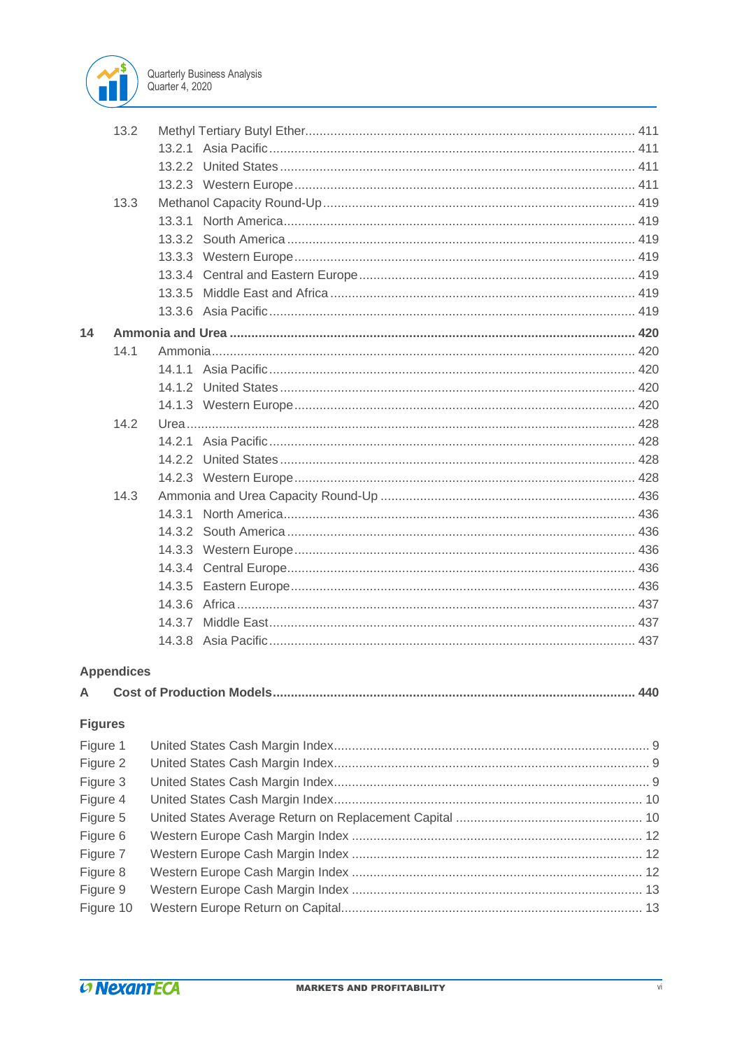| | | |
|---|---|---|
| 13.2 | Methyl Tertiary Butyl Ether | 411 |
| | 13.2.1 Asia Pacific | 411 |
| | 13.2.2 United States | 411 |
| | 13.2.3 Western Europe | 411 |
| 13.3 | Methanol Capacity Round-Up | 419 |
| | 13.3.1 North America | 419 |
| | 13.3.2 South America | 419 |
| | 13.3.3 Western Europe | 419 |
| | 13.3.4 Central and Eastern Europe | 419 |
| | 13.3.5 Middle East and Africa | 419 |
| | 13.3.6 Asia Pacific | 419 |
| **14** | **Ammonia and Urea** | **420** |
| 14.1 | Ammonia | 420 |
| | 14.1.1 Asia Pacific | 420 |
| | 14.1.2 United States | 420 |
| | 14.1.3 Western Europe | 420 |
| 14.2 | Urea | 428 |
| | 14.2.1 Asia Pacific | 428 |
| | 14.2.2 United States | 428 |
| | 14.2.3 Western Europe | 428 |
| 14.3 | Ammonia and Urea Capacity Round-Up | 436 |
| | 14.3.1 North America | 436 |
| | 14.3.2 South America | 436 |
| | 14.3.3 Western Europe | 436 |
| | 14.3.4 Central Europe | 436 |
| | 14.3.5 Eastern Europe | 436 |
| | 14.3.6 Africa | 437 |
| | 14.3.7 Middle East | 437 |
| | 14.3.8 Asia Pacific | 437 |

**Appendices**

| | | |
|---|---|---|
| **A** | **Cost of Production Models** | **440** |

**Figures**

| | | |
|---|---|---|
| Figure 1 | United States Cash Margin Index | 9 |
| Figure 2 | United States Cash Margin Index | 9 |
| Figure 3 | United States Cash Margin Index | 9 |
| Figure 4 | United States Cash Margin Index | 10 |
| Figure 5 | United States Average Return on Replacement Capital | 10 |
| Figure 6 | Western Europe Cash Margin Index | 12 |
| Figure 7 | Western Europe Cash Margin Index | 12 |
| Figure 8 | Western Europe Cash Margin Index | 12 |
| Figure 9 | Western Europe Cash Margin Index | 13 |
| Figure 10 | Western Europe Return on Capital | 13 |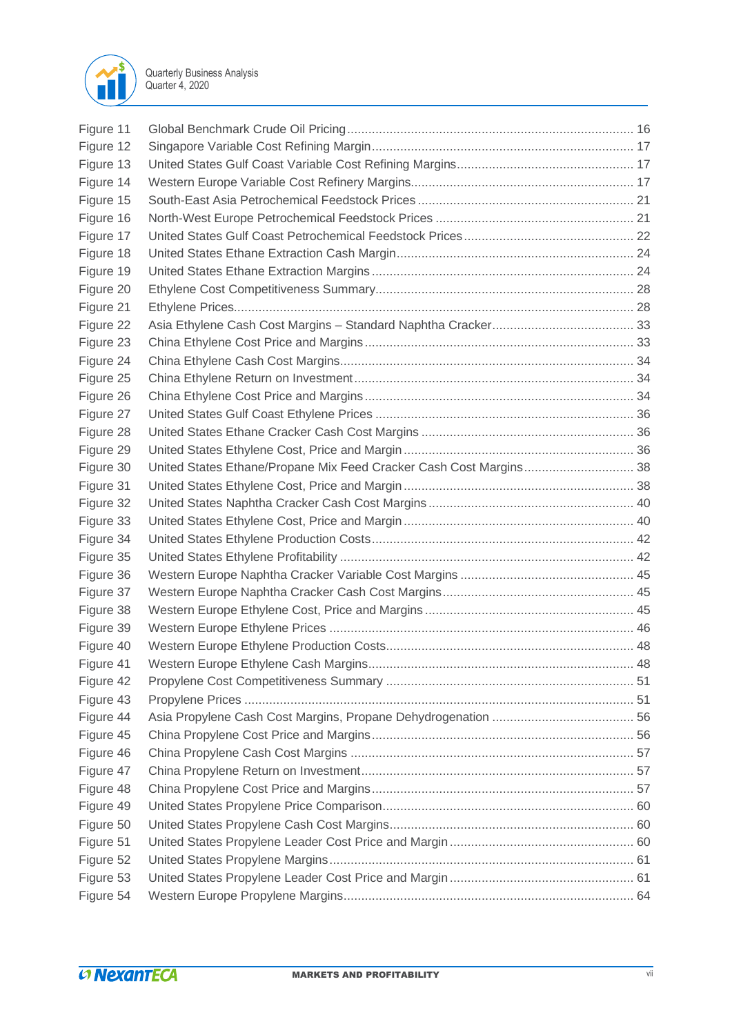| | | |
|---|---|---|
| Figure 11 | Global Benchmark Crude Oil Pricing | 16 |
| Figure 12 | Singapore Variable Cost Refining Margin | 17 |
| Figure 13 | United States Gulf Coast Variable Cost Refining Margins | 17 |
| Figure 14 | Western Europe Variable Cost Refinery Margins | 17 |
| Figure 15 | South-East Asia Petrochemical Feedstock Prices | 21 |
| Figure 16 | North-West Europe Petrochemical Feedstock Prices | 21 |
| Figure 17 | United States Gulf Coast Petrochemical Feedstock Prices | 22 |
| Figure 18 | United States Ethane Extraction Cash Margin | 24 |
| Figure 19 | United States Ethane Extraction Margins | 24 |
| Figure 20 | Ethylene Cost Competitiveness Summary | 28 |
| Figure 21 | Ethylene Prices | 28 |
| Figure 22 | Asia Ethylene Cash Cost Margins – Standard Naphtha Cracker | 33 |
| Figure 23 | China Ethylene Cost Price and Margins | 33 |
| Figure 24 | China Ethylene Cash Cost Margins | 34 |
| Figure 25 | China Ethylene Return on Investment | 34 |
| Figure 26 | China Ethylene Cost Price and Margins | 34 |
| Figure 27 | United States Gulf Coast Ethylene Prices | 36 |
| Figure 28 | United States Ethane Cracker Cash Cost Margins | 36 |
| Figure 29 | United States Ethylene Cost, Price and Margin | 36 |
| Figure 30 | United States Ethane/Propane Mix Feed Cracker Cash Cost Margins | 38 |
| Figure 31 | United States Ethylene Cost, Price and Margin | 38 |
| Figure 32 | United States Naphtha Cracker Cash Cost Margins | 40 |
| Figure 33 | United States Ethylene Cost, Price and Margin | 40 |
| Figure 34 | United States Ethylene Production Costs | 42 |
| Figure 35 | United States Ethylene Profitability | 42 |
| Figure 36 | Western Europe Naphtha Cracker Variable Cost Margins | 45 |
| Figure 37 | Western Europe Naphtha Cracker Cash Cost Margins | 45 |
| Figure 38 | Western Europe Ethylene Cost, Price and Margins | 45 |
| Figure 39 | Western Europe Ethylene Prices | 46 |
| Figure 40 | Western Europe Ethylene Production Costs | 48 |
| Figure 41 | Western Europe Ethylene Cash Margins | 48 |
| Figure 42 | Propylene Cost Competitiveness Summary | 51 |
| Figure 43 | Propylene Prices | 51 |
| Figure 44 | Asia Propylene Cash Cost Margins, Propane Dehydrogenation | 56 |
| Figure 45 | China Propylene Cost Price and Margins | 56 |
| Figure 46 | China Propylene Cash Cost Margins | 57 |
| Figure 47 | China Propylene Return on Investment | 57 |
| Figure 48 | China Propylene Cost Price and Margins | 57 |
| Figure 49 | United States Propylene Price Comparison | 60 |
| Figure 50 | United States Propylene Cash Cost Margins | 60 |
| Figure 51 | United States Propylene Leader Cost Price and Margin | 60 |
| Figure 52 | United States Propylene Margins | 61 |
| Figure 53 | United States Propylene Leader Cost Price and Margin | 61 |
| Figure 54 | Western Europe Propylene Margins | 64 |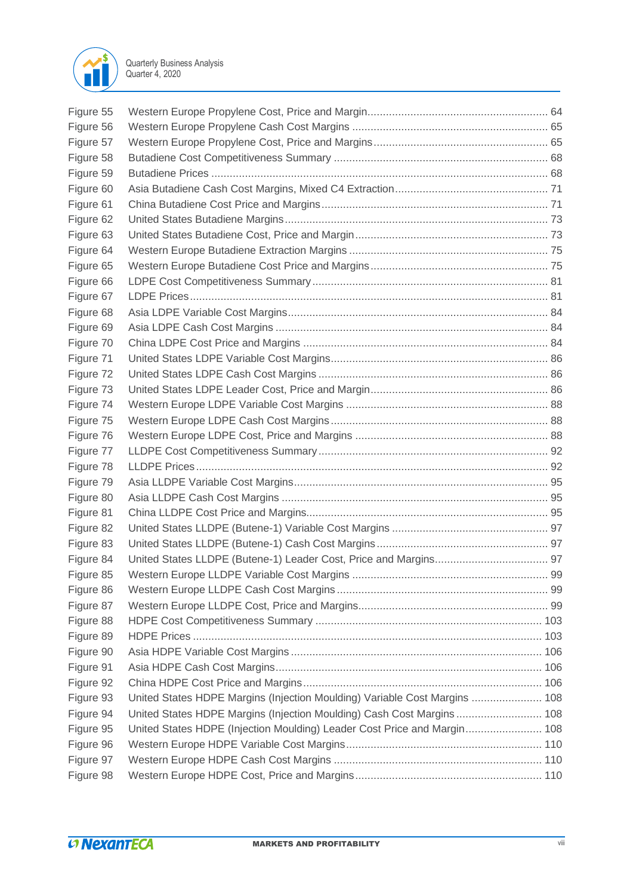| | | |
|---|---|---|
| Figure 55 | Western Europe Propylene Cost, Price and Margin | 64 |
| Figure 56 | Western Europe Propylene Cash Cost Margins | 65 |
| Figure 57 | Western Europe Propylene Cost, Price and Margins | 65 |
| Figure 58 | Butadiene Cost Competitiveness Summary | 68 |
| Figure 59 | Butadiene Prices | 68 |
| Figure 60 | Asia Butadiene Cash Cost Margins, Mixed C4 Extraction | 71 |
| Figure 61 | China Butadiene Cost Price and Margins | 71 |
| Figure 62 | United States Butadiene Margins | 73 |
| Figure 63 | United States Butadiene Cost, Price and Margin | 73 |
| Figure 64 | Western Europe Butadiene Extraction Margins | 75 |
| Figure 65 | Western Europe Butadiene Cost Price and Margins | 75 |
| Figure 66 | LDPE Cost Competitiveness Summary | 81 |
| Figure 67 | LDPE Prices | 81 |
| Figure 68 | Asia LDPE Variable Cost Margins | 84 |
| Figure 69 | Asia LDPE Cash Cost Margins | 84 |
| Figure 70 | China LDPE Cost Price and Margins | 84 |
| Figure 71 | United States LDPE Variable Cost Margins | 86 |
| Figure 72 | United States LDPE Cash Cost Margins | 86 |
| Figure 73 | United States LDPE Leader Cost, Price and Margin | 86 |
| Figure 74 | Western Europe LDPE Variable Cost Margins | 88 |
| Figure 75 | Western Europe LDPE Cash Cost Margins | 88 |
| Figure 76 | Western Europe LDPE Cost, Price and Margins | 88 |
| Figure 77 | LLDPE Cost Competitiveness Summary | 92 |
| Figure 78 | LLDPE Prices | 92 |
| Figure 79 | Asia LLDPE Variable Cost Margins | 95 |
| Figure 80 | Asia LLDPE Cash Cost Margins | 95 |
| Figure 81 | China LLDPE Cost Price and Margins | 95 |
| Figure 82 | United States LLDPE (Butene-1) Variable Cost Margins | 97 |
| Figure 83 | United States LLDPE (Butene-1) Cash Cost Margins | 97 |
| Figure 84 | United States LLDPE (Butene-1) Leader Cost, Price and Margins | 97 |
| Figure 85 | Western Europe LLDPE Variable Cost Margins | 99 |
| Figure 86 | Western Europe LLDPE Cash Cost Margins | 99 |
| Figure 87 | Western Europe LLDPE Cost, Price and Margins | 99 |
| Figure 88 | HDPE Cost Competitiveness Summary | 103 |
| Figure 89 | HDPE Prices | 103 |
| Figure 90 | Asia HDPE Variable Cost Margins | 106 |
| Figure 91 | Asia HDPE Cash Cost Margins | 106 |
| Figure 92 | China HDPE Cost Price and Margins | 106 |
| Figure 93 | United States HDPE Margins (Injection Moulding) Variable Cost Margins | 108 |
| Figure 94 | United States HDPE Margins (Injection Moulding) Cash Cost Margins | 108 |
| Figure 95 | United States HDPE (Injection Moulding) Leader Cost Price and Margin | 108 |
| Figure 96 | Western Europe HDPE Variable Cost Margins | 110 |
| Figure 97 | Western Europe HDPE Cash Cost Margins | 110 |
| Figure 98 | Western Europe HDPE Cost, Price and Margins | 110 |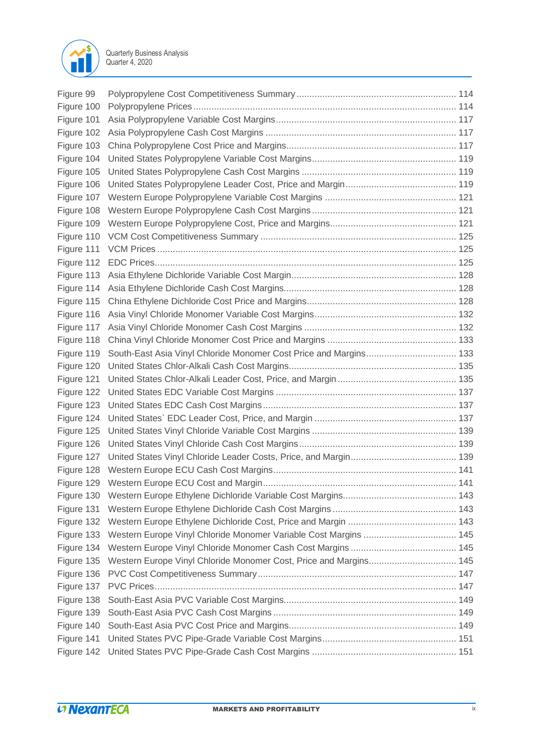Figure 99 Polypropylene Cost Competitiveness Summary ........................................................... 114
Figure 100 Polypropylene Prices ................................................................................................ 114
Figure 101 Asia Polypropylene Variable Cost Margins ............................................................... 117
Figure 102 Asia Polypropylene Cash Cost Margins .................................................................... 117
Figure 103 China Polypropylene Cost Price and Margins ........................................................... 117
Figure 104 United States Polypropylene Variable Cost Margins ................................................ 119
Figure 105 United States Polypropylene Cash Cost Margins ..................................................... 119
Figure 106 United States Polypropylene Leader Cost, Price and Margin ................................... 119
Figure 107 Western Europe Polypropylene Variable Cost Margins ............................................ 121
Figure 108 Western Europe Polypropylene Cash Cost Margins ................................................. 121
Figure 109 Western Europe Polypropylene Cost, Price and Margins ......................................... 121
Figure 110 VCM Cost Competitiveness Summary ...................................................................... 125
Figure 111 VCM Prices ............................................................................................................... 125
Figure 112 EDC Prices ................................................................................................................ 125
Figure 113 Asia Ethylene Dichloride Variable Cost Margin ......................................................... 128
Figure 114 Asia Ethylene Dichloride Cash Cost Margins ............................................................ 128
Figure 115 China Ethylene Dichloride Cost Price and Margins ................................................... 128
Figure 116 Asia Vinyl Chloride Monomer Variable Cost Margins ................................................ 132
Figure 117 Asia Vinyl Chloride Monomer Cash Cost Margins .................................................... 132
Figure 118 China Vinyl Chloride Monomer Cost Price and Margins ........................................... 133
Figure 119 South-East Asia Vinyl Chloride Monomer Cost Price and Margins ........................... 133
Figure 120 United States Chlor-Alkali Cash Cost Margins .......................................................... 135
Figure 121 United States Chlor-Alkali Leader Cost, Price, and Margin ....................................... 135
Figure 122 United States EDC Variable Cost Margins ................................................................ 137
Figure 123 United States EDC Cash Cost Margins ..................................................................... 137
Figure 124 United States` EDC Leader Cost, Price, and Margin ................................................ 137
Figure 125 United States Vinyl Chloride Variable Cost Margins ................................................. 139
Figure 126 United States Vinyl Chloride Cash Cost Margins ...................................................... 139
Figure 127 United States Vinyl Chloride Leader Costs, Price, and Margin .................................. 139
Figure 128 Western Europe ECU Cash Cost Margins ................................................................. 141
Figure 129 Western Europe ECU Cost and Margin ..................................................................... 141
Figure 130 Western Europe Ethylene Dichloride Variable Cost Margins ..................................... 143
Figure 131 Western Europe Ethylene Dichloride Cash Cost Margins ......................................... 143
Figure 132 Western Europe Ethylene Dichloride Cost, Price and Margin ................................... 143
Figure 133 Western Europe Vinyl Chloride Monomer Variable Cost Margins ............................. 145
Figure 134 Western Europe Vinyl Chloride Monomer Cash Cost Margins .................................. 145
Figure 135 Western Europe Vinyl Chloride Monomer Cost, Price and Margins ........................... 145
Figure 136 PVC Cost Competitiveness Summary ....................................................................... 147
Figure 137 PVC Prices ................................................................................................................ 147
Figure 138 South-East Asia PVC Variable Cost Margins ............................................................ 149
Figure 139 South-East Asia PVC Cash Cost Margins ................................................................. 149
Figure 140 South-East Asia PVC Cost Price and Margins .......................................................... 149
Figure 141 United States PVC Pipe-Grade Variable Cost Margins ............................................. 151
Figure 142 United States PVC Pipe-Grade Cash Cost Margins .................................................. 151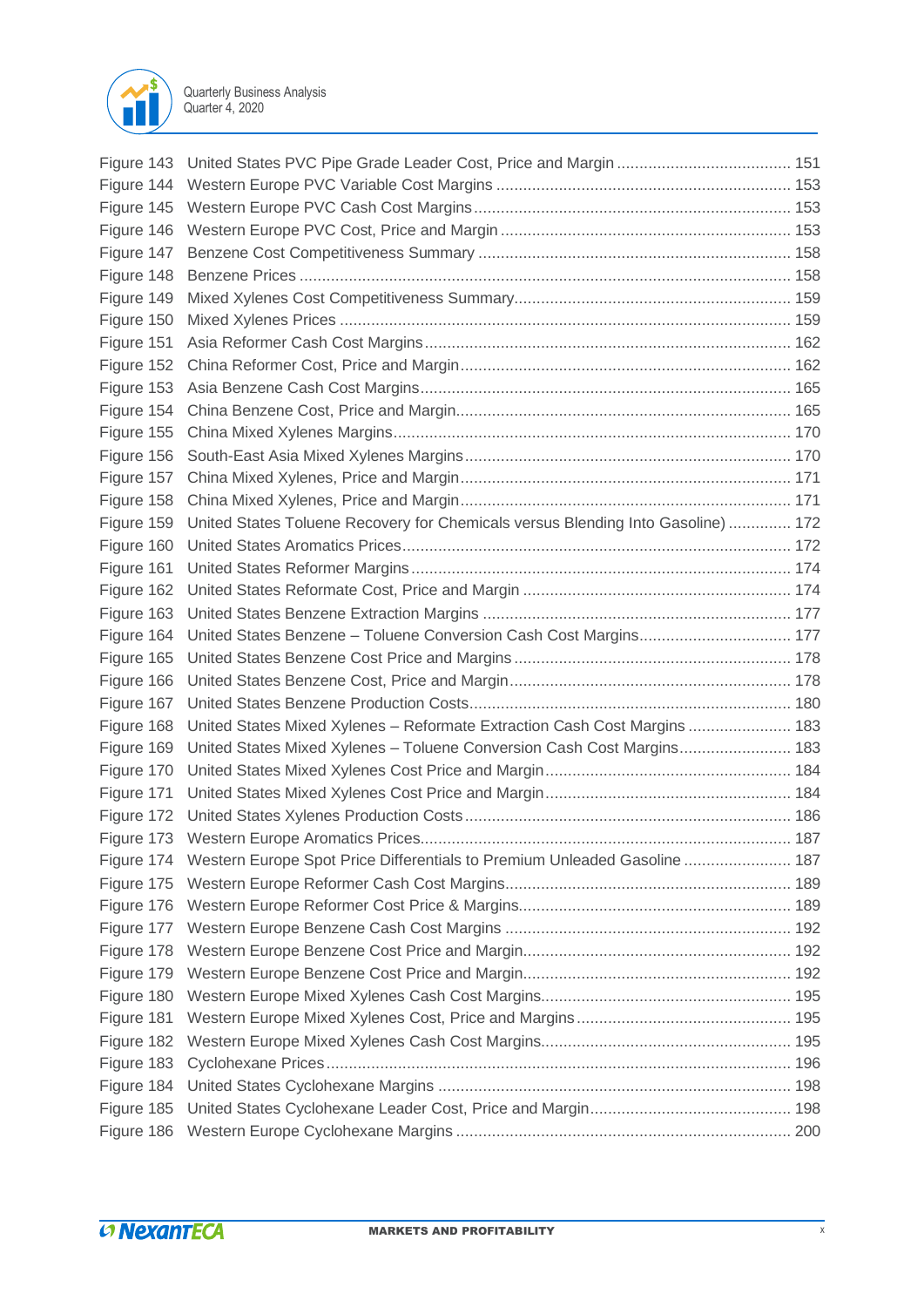Figure 143 United States PVC Pipe Grade Leader Cost, Price and Margin ....................................... 151
Figure 144 Western Europe PVC Variable Cost Margins ................................................................. 153
Figure 145 Western Europe PVC Cash Cost Margins ...................................................................... 153
Figure 146 Western Europe PVC Cost, Price and Margin ................................................................ 153
Figure 147 Benzene Cost Competitiveness Summary ..................................................................... 158
Figure 148 Benzene Prices ............................................................................................................. 158
Figure 149 Mixed Xylenes Cost Competitiveness Summary............................................................. 159
Figure 150 Mixed Xylenes Prices .................................................................................................... 159
Figure 151 Asia Reformer Cash Cost Margins ................................................................................. 162
Figure 152 China Reformer Cost, Price and Margin......................................................................... 162
Figure 153 Asia Benzene Cash Cost Margins .................................................................................. 165
Figure 154 China Benzene Cost, Price and Margin.......................................................................... 165
Figure 155 China Mixed Xylenes Margins........................................................................................ 170
Figure 156 South-East Asia Mixed Xylenes Margins ........................................................................ 170
Figure 157 China Mixed Xylenes, Price and Margin......................................................................... 171
Figure 158 China Mixed Xylenes, Price and Margin......................................................................... 171
Figure 159 United States Toluene Recovery for Chemicals versus Blending Into Gasoline) .............. 172
Figure 160 United States Aromatics Prices...................................................................................... 172
Figure 161 United States Reformer Margins .................................................................................... 174
Figure 162 United States Reformate Cost, Price and Margin ............................................................ 174
Figure 163 United States Benzene Extraction Margins .................................................................... 177
Figure 164 United States Benzene – Toluene Conversion Cash Cost Margins.................................. 177
Figure 165 United States Benzene Cost Price and Margins ............................................................. 178
Figure 166 United States Benzene Cost, Price and Margin............................................................... 178
Figure 167 United States Benzene Production Costs....................................................................... 180
Figure 168 United States Mixed Xylenes – Reformate Extraction Cash Cost Margins ....................... 183
Figure 169 United States Mixed Xylenes – Toluene Conversion Cash Cost Margins......................... 183
Figure 170 United States Mixed Xylenes Cost Price and Margin...................................................... 184
Figure 171 United States Mixed Xylenes Cost Price and Margin...................................................... 184
Figure 172 United States Xylenes Production Costs ........................................................................ 186
Figure 173 Western Europe Aromatics Prices.................................................................................. 187
Figure 174 Western Europe Spot Price Differentials to Premium Unleaded Gasoline ........................ 187
Figure 175 Western Europe Reformer Cash Cost Margins............................................................... 189
Figure 176 Western Europe Reformer Cost Price & Margins............................................................ 189
Figure 177 Western Europe Benzene Cash Cost Margins ............................................................... 192
Figure 178 Western Europe Benzene Cost Price and Margin........................................................... 192
Figure 179 Western Europe Benzene Cost Price and Margin........................................................... 192
Figure 180 Western Europe Mixed Xylenes Cash Cost Margins....................................................... 195
Figure 181 Western Europe Mixed Xylenes Cost, Price and Margins ................................................ 195
Figure 182 Western Europe Mixed Xylenes Cash Cost Margins....................................................... 195
Figure 183 Cyclohexane Prices....................................................................................................... 196
Figure 184 United States Cyclohexane Margins .............................................................................. 198
Figure 185 United States Cyclohexane Leader Cost, Price and Margin............................................. 198
Figure 186 Western Europe Cyclohexane Margins .......................................................................... 200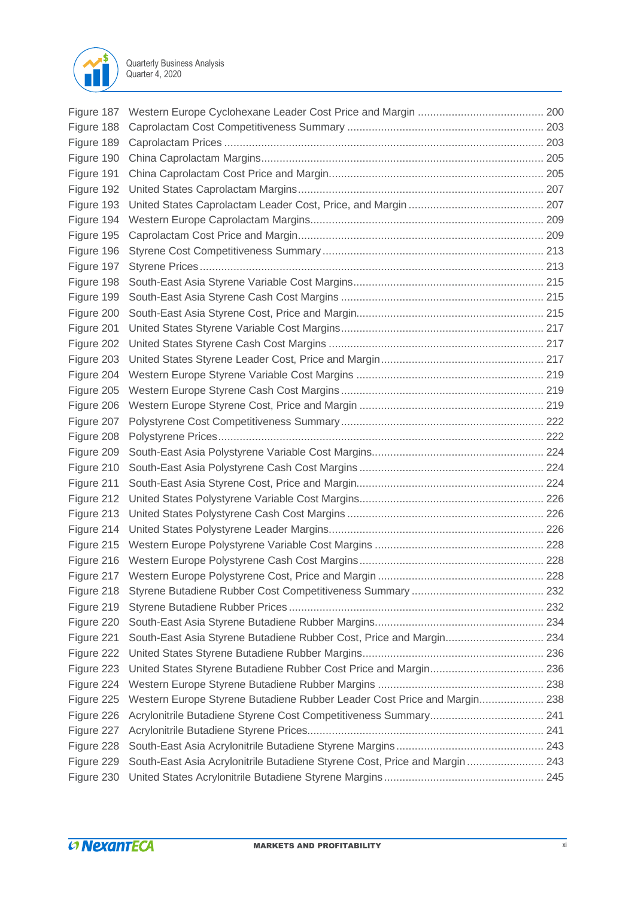| | | |
|---|---|---|
| Figure 187 | Western Europe Cyclohexane Leader Cost Price and Margin | 200 |
| Figure 188 | Caprolactam Cost Competitiveness Summary | 203 |
| Figure 189 | Caprolactam Prices | 203 |
| Figure 190 | China Caprolactam Margins | 205 |
| Figure 191 | China Caprolactam Cost Price and Margin | 205 |
| Figure 192 | United States Caprolactam Margins | 207 |
| Figure 193 | United States Caprolactam Leader Cost, Price, and Margin | 207 |
| Figure 194 | Western Europe Caprolactam Margins | 209 |
| Figure 195 | Caprolactam Cost Price and Margin | 209 |
| Figure 196 | Styrene Cost Competitiveness Summary | 213 |
| Figure 197 | Styrene Prices | 213 |
| Figure 198 | South-East Asia Styrene Variable Cost Margins | 215 |
| Figure 199 | South-East Asia Styrene Cash Cost Margins | 215 |
| Figure 200 | South-East Asia Styrene Cost, Price and Margin | 215 |
| Figure 201 | United States Styrene Variable Cost Margins | 217 |
| Figure 202 | United States Styrene Cash Cost Margins | 217 |
| Figure 203 | United States Styrene Leader Cost, Price and Margin | 217 |
| Figure 204 | Western Europe Styrene Variable Cost Margins | 219 |
| Figure 205 | Western Europe Styrene Cash Cost Margins | 219 |
| Figure 206 | Western Europe Styrene Cost, Price and Margin | 219 |
| Figure 207 | Polystyrene Cost Competitiveness Summary | 222 |
| Figure 208 | Polystyrene Prices | 222 |
| Figure 209 | South-East Asia Polystyrene Variable Cost Margins | 224 |
| Figure 210 | South-East Asia Polystyrene Cash Cost Margins | 224 |
| Figure 211 | South-East Asia Styrene Cost, Price and Margin | 224 |
| Figure 212 | United States Polystyrene Variable Cost Margins | 226 |
| Figure 213 | United States Polystyrene Cash Cost Margins | 226 |
| Figure 214 | United States Polystyrene Leader Margins | 226 |
| Figure 215 | Western Europe Polystyrene Variable Cost Margins | 228 |
| Figure 216 | Western Europe Polystyrene Cash Cost Margins | 228 |
| Figure 217 | Western Europe Polystyrene Cost, Price and Margin | 228 |
| Figure 218 | Styrene Butadiene Rubber Cost Competitiveness Summary | 232 |
| Figure 219 | Styrene Butadiene Rubber Prices | 232 |
| Figure 220 | South-East Asia Styrene Butadiene Rubber Margins | 234 |
| Figure 221 | South-East Asia Styrene Butadiene Rubber Cost, Price and Margin | 234 |
| Figure 222 | United States Styrene Butadiene Rubber Margins | 236 |
| Figure 223 | United States Styrene Butadiene Rubber Cost Price and Margin | 236 |
| Figure 224 | Western Europe Styrene Butadiene Rubber Margins | 238 |
| Figure 225 | Western Europe Styrene Butadiene Rubber Leader Cost Price and Margin | 238 |
| Figure 226 | Acrylonitrile Butadiene Styrene Cost Competitiveness Summary | 241 |
| Figure 227 | Acrylonitrile Butadiene Styrene Prices | 241 |
| Figure 228 | South-East Asia Acrylonitrile Butadiene Styrene Margins | 243 |
| Figure 229 | South-East Asia Acrylonitrile Butadiene Styrene Cost, Price and Margin | 243 |
| Figure 230 | United States Acrylonitrile Butadiene Styrene Margins | 245 |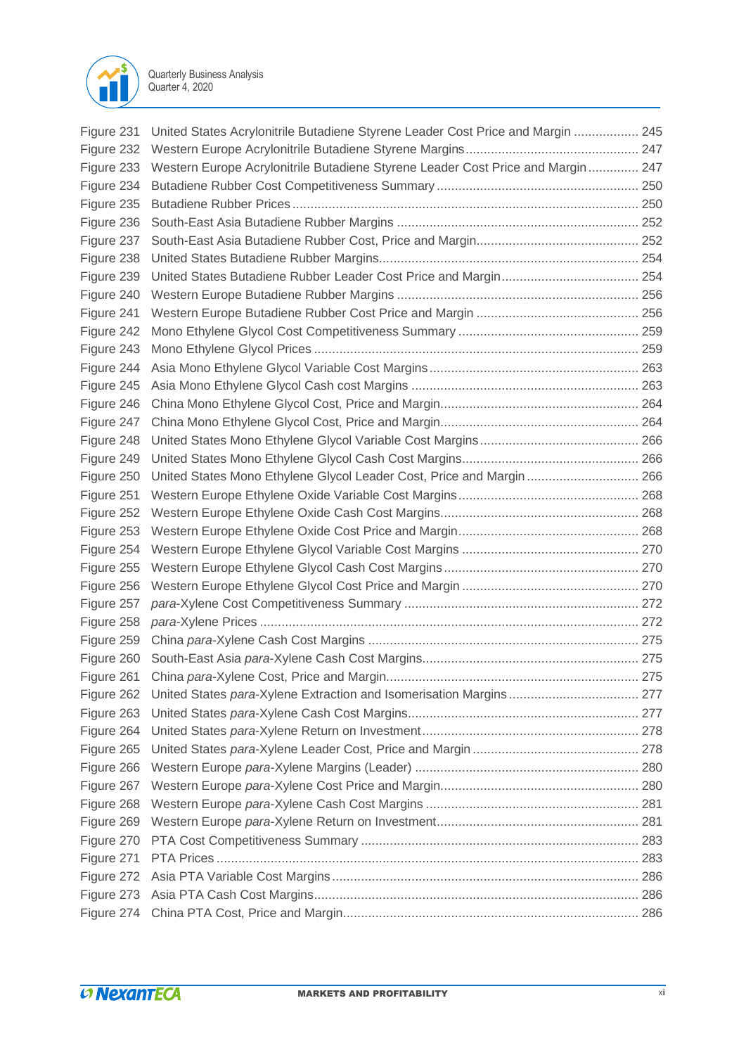Figure 231 United States Acrylonitrile Butadiene Styrene Leader Cost Price and Margin .................. 245
Figure 232 Western Europe Acrylonitrile Butadiene Styrene Margins ................................................ 247
Figure 233 Western Europe Acrylonitrile Butadiene Styrene Leader Cost Price and Margin .............. 247
Figure 234 Butadiene Rubber Cost Competitiveness Summary ........................................................ 250
Figure 235 Butadiene Rubber Prices ................................................................................................ 250
Figure 236 South-East Asia Butadiene Rubber Margins .................................................................. 252
Figure 237 South-East Asia Butadiene Rubber Cost, Price and Margin............................................ 252
Figure 238 United States Butadiene Rubber Margins....................................................................... 254
Figure 239 United States Butadiene Rubber Leader Cost Price and Margin...................................... 254
Figure 240 Western Europe Butadiene Rubber Margins .................................................................. 256
Figure 241 Western Europe Butadiene Rubber Cost Price and Margin ............................................ 256
Figure 242 Mono Ethylene Glycol Cost Competitiveness Summary ................................................. 259
Figure 243 Mono Ethylene Glycol Prices ......................................................................................... 259
Figure 244 Asia Mono Ethylene Glycol Variable Cost Margins .......................................................... 263
Figure 245 Asia Mono Ethylene Glycol Cash cost Margins ............................................................... 263
Figure 246 China Mono Ethylene Glycol Cost, Price and Margin...................................................... 264
Figure 247 China Mono Ethylene Glycol Cost, Price and Margin...................................................... 264
Figure 248 United States Mono Ethylene Glycol Variable Cost Margins ............................................ 266
Figure 249 United States Mono Ethylene Glycol Cash Cost Margins................................................. 266
Figure 250 United States Mono Ethylene Glycol Leader Cost, Price and Margin ............................... 266
Figure 251 Western Europe Ethylene Oxide Variable Cost Margins .................................................. 268
Figure 252 Western Europe Ethylene Oxide Cash Cost Margins....................................................... 268
Figure 253 Western Europe Ethylene Oxide Cost Price and Margin ................................................. 268
Figure 254 Western Europe Ethylene Glycol Variable Cost Margins ................................................. 270
Figure 255 Western Europe Ethylene Glycol Cash Cost Margins ...................................................... 270
Figure 256 Western Europe Ethylene Glycol Cost Price and Margin ................................................. 270
Figure 257 *para*-Xylene Cost Competitiveness Summary ................................................................. 272
Figure 258 *para*-Xylene Prices ........................................................................................................ 272
Figure 259 China *para*-Xylene Cash Cost Margins ........................................................................... 275
Figure 260 South-East Asia *para*-Xylene Cash Cost Margins............................................................ 275
Figure 261 China *para*-Xylene Cost, Price and Margin...................................................................... 275
Figure 262 United States *para*-Xylene Extraction and Isomerisation Margins ................................... 277
Figure 263 United States *para*-Xylene Cash Cost Margins................................................................ 277
Figure 264 United States *para*-Xylene Return on Investment............................................................ 278
Figure 265 United States *para*-Xylene Leader Cost, Price and Margin .............................................. 278
Figure 266 Western Europe *para*-Xylene Margins (Leader) .............................................................. 280
Figure 267 Western Europe *para*-Xylene Cost Price and Margin....................................................... 280
Figure 268 Western Europe *para*-Xylene Cash Cost Margins ........................................................... 281
Figure 269 Western Europe *para*-Xylene Return on Investment........................................................ 281
Figure 270 PTA Cost Competitiveness Summary ............................................................................. 283
Figure 271 PTA Prices .................................................................................................................... 283
Figure 272 Asia PTA Variable Cost Margins ..................................................................................... 286
Figure 273 Asia PTA Cash Cost Margins.......................................................................................... 286
Figure 274 China PTA Cost, Price and Margin.................................................................................. 286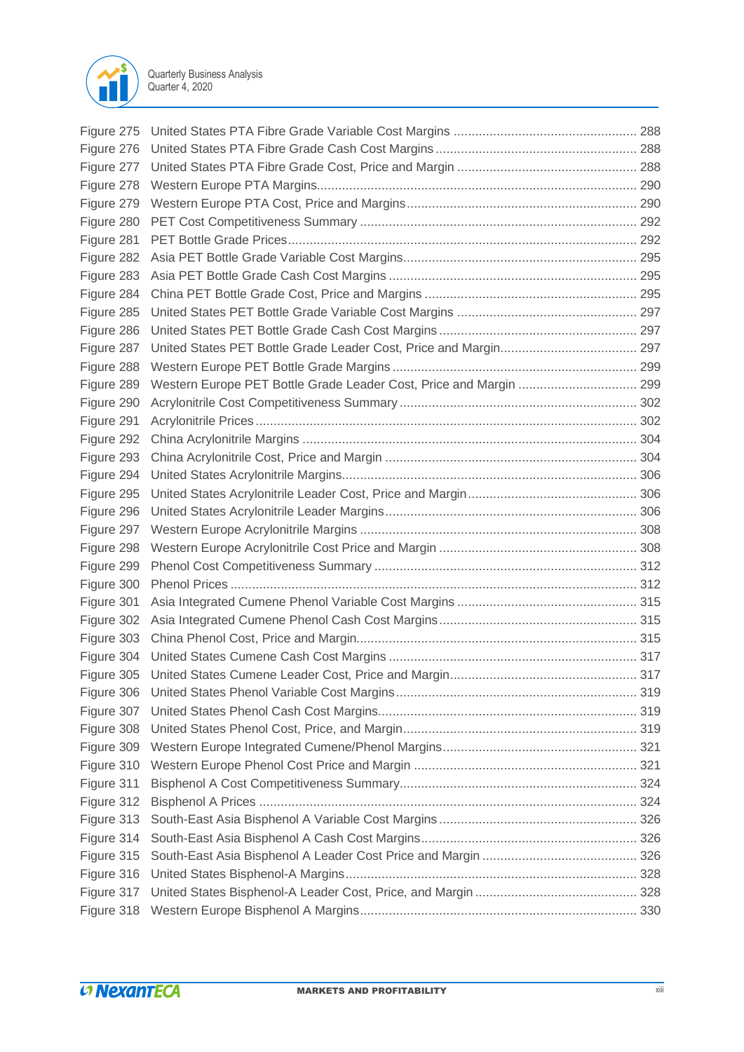Figure 275 United States PTA Fibre Grade Variable Cost Margins .................................................. 288
Figure 276 United States PTA Fibre Grade Cash Cost Margins ....................................................... 288
Figure 277 United States PTA Fibre Grade Cost, Price and Margin ................................................. 288
Figure 278 Western Europe PTA Margins........................................................................................ 290
Figure 279 Western Europe PTA Cost, Price and Margins ............................................................... 290
Figure 280 PET Cost Competitiveness Summary ............................................................................ 292
Figure 281 PET Bottle Grade Prices................................................................................................ 292
Figure 282 Asia PET Bottle Grade Variable Cost Margins ................................................................ 295
Figure 283 Asia PET Bottle Grade Cash Cost Margins ................................................................... 295
Figure 284 China PET Bottle Grade Cost, Price and Margins .......................................................... 295
Figure 285 United States PET Bottle Grade Variable Cost Margins ................................................. 297
Figure 286 United States PET Bottle Grade Cash Cost Margins ...................................................... 297
Figure 287 United States PET Bottle Grade Leader Cost, Price and Margin..................................... 297
Figure 288 Western Europe PET Bottle Grade Margins ................................................................... 299
Figure 289 Western Europe PET Bottle Grade Leader Cost, Price and Margin ................................ 299
Figure 290 Acrylonitrile Cost Competitiveness Summary ................................................................. 302
Figure 291 Acrylonitrile Prices ......................................................................................................... 302
Figure 292 China Acrylonitrile Margins ............................................................................................ 304
Figure 293 China Acrylonitrile Cost, Price and Margin ..................................................................... 304
Figure 294 United States Acrylonitrile Margins................................................................................. 306
Figure 295 United States Acrylonitrile Leader Cost, Price and Margin .............................................. 306
Figure 296 United States Acrylonitrile Leader Margins ..................................................................... 306
Figure 297 Western Europe Acrylonitrile Margins ............................................................................ 308
Figure 298 Western Europe Acrylonitrile Cost Price and Margin ...................................................... 308
Figure 299 Phenol Cost Competitiveness Summary ........................................................................ 312
Figure 300 Phenol Prices ................................................................................................................ 312
Figure 301 Asia Integrated Cumene Phenol Variable Cost Margins ................................................. 315
Figure 302 Asia Integrated Cumene Phenol Cash Cost Margins ...................................................... 315
Figure 303 China Phenol Cost, Price and Margin............................................................................. 315
Figure 304 United States Cumene Cash Cost Margins .................................................................... 317
Figure 305 United States Cumene Leader Cost, Price and Margin.................................................... 317
Figure 306 United States Phenol Variable Cost Margins .................................................................. 319
Figure 307 United States Phenol Cash Cost Margins....................................................................... 319
Figure 308 United States Phenol Cost, Price, and Margin................................................................ 319
Figure 309 Western Europe Integrated Cumene/Phenol Margins ..................................................... 321
Figure 310 Western Europe Phenol Cost Price and Margin ............................................................. 321
Figure 311 Bisphenol A Cost Competitiveness Summary................................................................. 324
Figure 312 Bisphenol A Prices ........................................................................................................ 324
Figure 313 South-East Asia Bisphenol A Variable Cost Margins ...................................................... 326
Figure 314 South-East Asia Bisphenol A Cash Cost Margins........................................................... 326
Figure 315 South-East Asia Bisphenol A Leader Cost Price and Margin .......................................... 326
Figure 316 United States Bisphenol-A Margins................................................................................ 328
Figure 317 United States Bisphenol-A Leader Cost, Price, and Margin ............................................ 328
Figure 318 Western Europe Bisphenol A Margins............................................................................ 330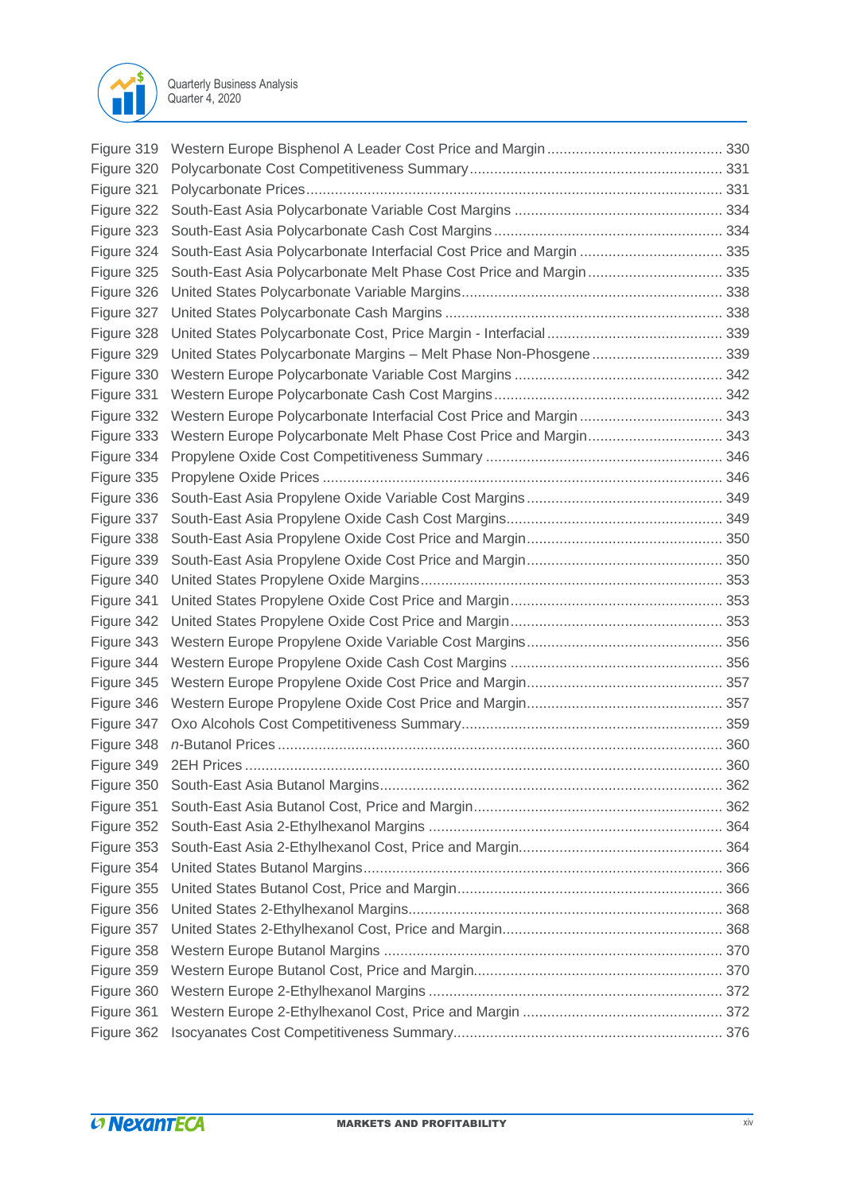Figure 319 Western Europe Bisphenol A Leader Cost Price and Margin ........................................... 330
Figure 320 Polycarbonate Cost Competitiveness Summary ............................................................. 331
Figure 321 Polycarbonate Prices ..................................................................................................... 331
Figure 322 South-East Asia Polycarbonate Variable Cost Margins .................................................. 334
Figure 323 South-East Asia Polycarbonate Cash Cost Margins ....................................................... 334
Figure 324 South-East Asia Polycarbonate Interfacial Cost Price and Margin .................................. 335
Figure 325 South-East Asia Polycarbonate Melt Phase Cost Price and Margin ................................ 335
Figure 326 United States Polycarbonate Variable Margins ............................................................... 338
Figure 327 United States Polycarbonate Cash Margins ................................................................... 338
Figure 328 United States Polycarbonate Cost, Price Margin - Interfacial .......................................... 339
Figure 329 United States Polycarbonate Margins – Melt Phase Non-Phosgene ............................... 339
Figure 330 Western Europe Polycarbonate Variable Cost Margins .................................................. 342
Figure 331 Western Europe Polycarbonate Cash Cost Margins ....................................................... 342
Figure 332 Western Europe Polycarbonate Interfacial Cost Price and Margin ................................... 343
Figure 333 Western Europe Polycarbonate Melt Phase Cost Price and Margin ................................ 343
Figure 334 Propylene Oxide Cost Competitiveness Summary ......................................................... 346
Figure 335 Propylene Oxide Prices ................................................................................................ 346
Figure 336 South-East Asia Propylene Oxide Variable Cost Margins ................................................ 349
Figure 337 South-East Asia Propylene Oxide Cash Cost Margins .................................................... 349
Figure 338 South-East Asia Propylene Oxide Cost Price and Margin ................................................ 350
Figure 339 South-East Asia Propylene Oxide Cost Price and Margin ................................................ 350
Figure 340 United States Propylene Oxide Margins ......................................................................... 353
Figure 341 United States Propylene Oxide Cost Price and Margin .................................................... 353
Figure 342 United States Propylene Oxide Cost Price and Margin .................................................... 353
Figure 343 Western Europe Propylene Oxide Variable Cost Margins ................................................ 356
Figure 344 Western Europe Propylene Oxide Cash Cost Margins .................................................... 356
Figure 345 Western Europe Propylene Oxide Cost Price and Margin ................................................ 357
Figure 346 Western Europe Propylene Oxide Cost Price and Margin ................................................ 357
Figure 347 Oxo Alcohols Cost Competitiveness Summary ............................................................... 359
Figure 348 *n*-Butanol Prices ........................................................................................................... 360
Figure 349 2EH Prices .................................................................................................................... 360
Figure 350 South-East Asia Butanol Margins ................................................................................... 362
Figure 351 South-East Asia Butanol Cost, Price and Margin ............................................................ 362
Figure 352 South-East Asia 2-Ethylhexanol Margins ....................................................................... 364
Figure 353 South-East Asia 2-Ethylhexanol Cost, Price and Margin ................................................. 364
Figure 354 United States Butanol Margins ....................................................................................... 366
Figure 355 United States Butanol Cost, Price and Margin ................................................................. 366
Figure 356 United States 2-Ethylhexanol Margins ............................................................................ 368
Figure 357 United States 2-Ethylhexanol Cost, Price and Margin ..................................................... 368
Figure 358 Western Europe Butanol Margins .................................................................................. 370
Figure 359 Western Europe Butanol Cost, Price and Margin ............................................................ 370
Figure 360 Western Europe 2-Ethylhexanol Margins ....................................................................... 372
Figure 361 Western Europe 2-Ethylhexanol Cost, Price and Margin ................................................ 372
Figure 362 Isocyanates Cost Competitiveness Summary ................................................................. 376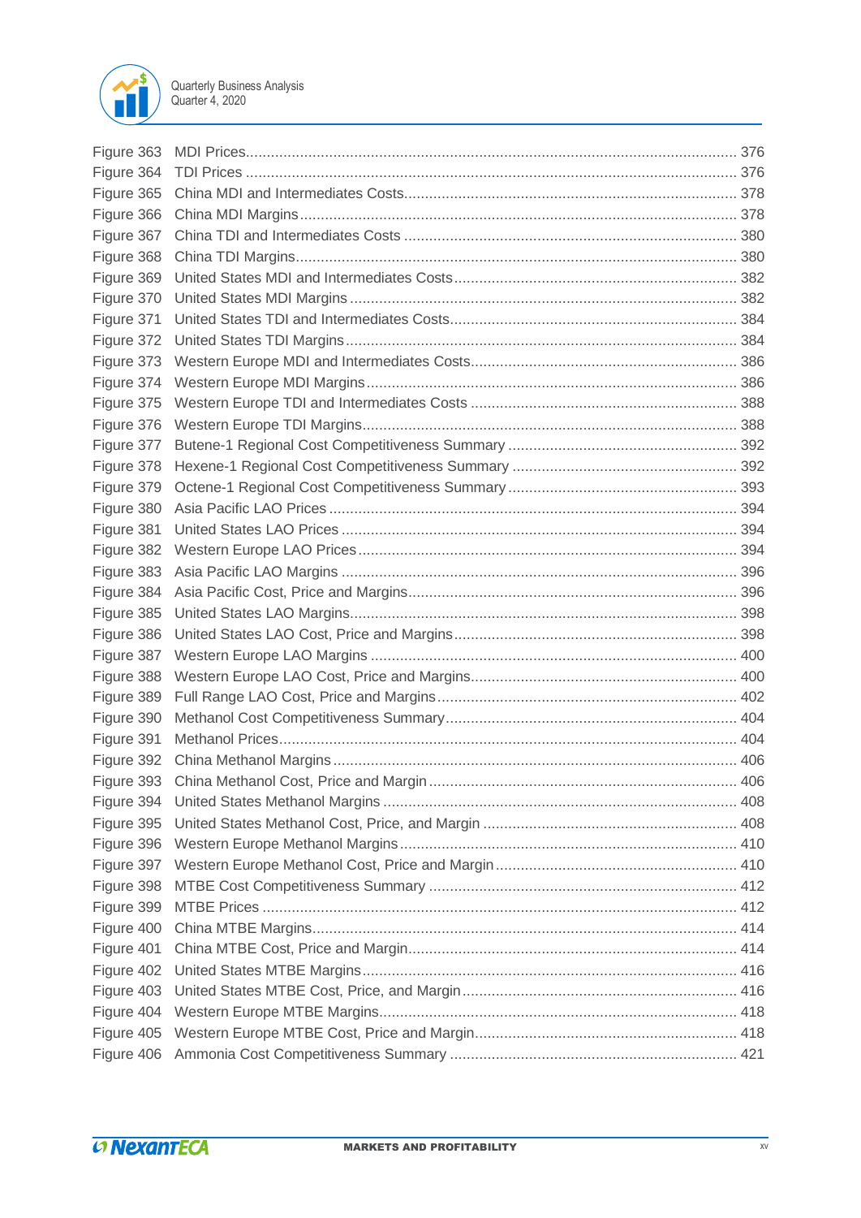Figure 363 MDI Prices.......................................................................................................... 376
Figure 364 TDI Prices .......................................................................................................... 376
Figure 365 China MDI and Intermediates Costs.................................................................. 378
Figure 366 China MDI Margins............................................................................................ 378
Figure 367 China TDI and Intermediates Costs .................................................................. 380
Figure 368 China TDI Margins............................................................................................. 380
Figure 369 United States MDI and Intermediates Costs...................................................... 382
Figure 370 United States MDI Margins ................................................................................ 382
Figure 371 United States TDI and Intermediates Costs....................................................... 384
Figure 372 United States TDI Margins ................................................................................. 384
Figure 373 Western Europe MDI and Intermediates Costs.................................................. 386
Figure 374 Western Europe MDI Margins............................................................................ 386
Figure 375 Western Europe TDI and Intermediates Costs .................................................. 388
Figure 376 Western Europe TDI Margins............................................................................. 388
Figure 377 Butene-1 Regional Cost Competitiveness Summary ......................................... 392
Figure 378 Hexene-1 Regional Cost Competitiveness Summary ........................................ 392
Figure 379 Octene-1 Regional Cost Competitiveness Summary ......................................... 393
Figure 380 Asia Pacific LAO Prices .................................................................................... 394
Figure 381 United States LAO Prices ................................................................................. 394
Figure 382 Western Europe LAO Prices.............................................................................. 394
Figure 383 Asia Pacific LAO Margins ................................................................................. 396
Figure 384 Asia Pacific Cost, Price and Margins................................................................. 396
Figure 385 United States LAO Margins................................................................................ 398
Figure 386 United States LAO Cost, Price and Margins...................................................... 398
Figure 387 Western Europe LAO Margins ........................................................................... 400
Figure 388 Western Europe LAO Cost, Price and Margins.................................................. 400
Figure 389 Full Range LAO Cost, Price and Margins.......................................................... 402
Figure 390 Methanol Cost Competitiveness Summary........................................................ 404
Figure 391 Methanol Prices................................................................................................. 404
Figure 392 China Methanol Margins.................................................................................... 406
Figure 393 China Methanol Cost, Price and Margin............................................................ 406
Figure 394 United States Methanol Margins ....................................................................... 408
Figure 395 United States Methanol Cost, Price, and Margin ............................................... 408
Figure 396 Western Europe Methanol Margins.................................................................... 410
Figure 397 Western Europe Methanol Cost, Price and Margin............................................ 410
Figure 398 MTBE Cost Competitiveness Summary ............................................................ 412
Figure 399 MTBE Prices ..................................................................................................... 412
Figure 400 China MTBE Margins......................................................................................... 414
Figure 401 China MTBE Cost, Price and Margin................................................................. 414
Figure 402 United States MTBE Margins............................................................................. 416
Figure 403 United States MTBE Cost, Price, and Margin.................................................... 416
Figure 404 Western Europe MTBE Margins......................................................................... 418
Figure 405 Western Europe MTBE Cost, Price and Margin................................................. 418
Figure 406 Ammonia Cost Competitiveness Summary ....................................................... 421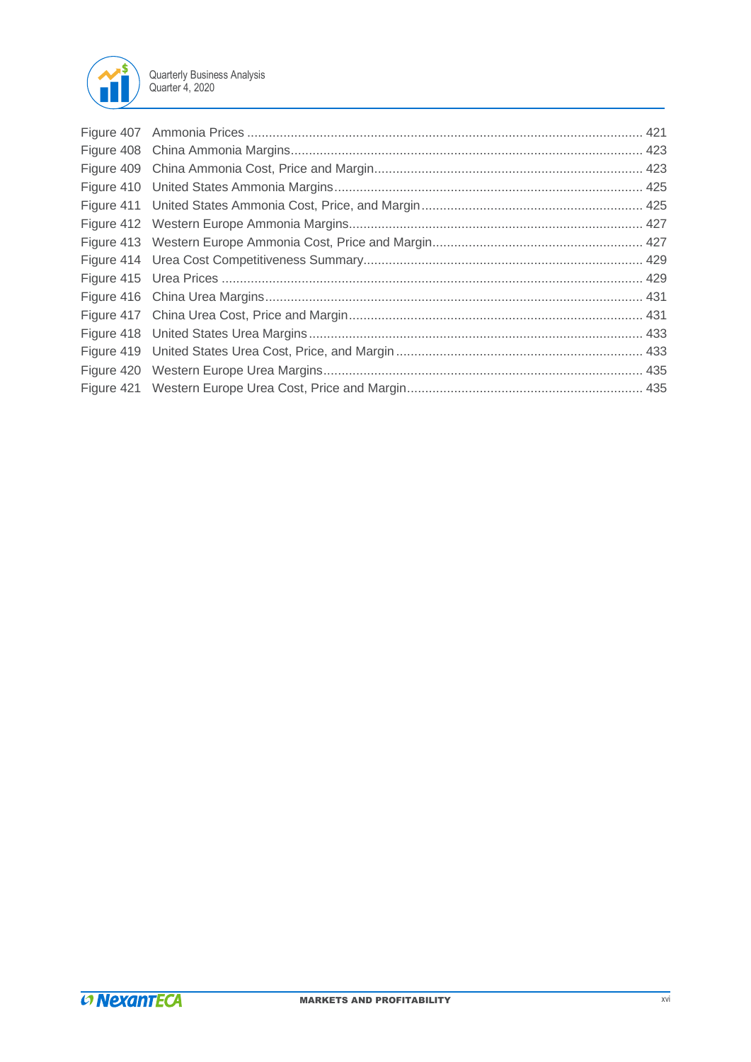Figure 407 Ammonia Prices ........................................................................................................... 421
Figure 408 China Ammonia Margins................................................................................................ 423
Figure 409 China Ammonia Cost, Price and Margin........................................................................ 423
Figure 410 United States Ammonia Margins.................................................................................... 425
Figure 411 United States Ammonia Cost, Price, and Margin............................................................ 425
Figure 412 Western Europe Ammonia Margins................................................................................ 427
Figure 413 Western Europe Ammonia Cost, Price and Margin......................................................... 427
Figure 414 Urea Cost Competitiveness Summary............................................................................ 429
Figure 415 Urea Prices .................................................................................................................. 429
Figure 416 China Urea Margins...................................................................................................... 431
Figure 417 China Urea Cost, Price and Margin................................................................................ 431
Figure 418 United States Urea Margins........................................................................................... 433
Figure 419 United States Urea Cost, Price, and Margin................................................................... 433
Figure 420 Western Europe Urea Margins....................................................................................... 435
Figure 421 Western Europe Urea Cost, Price and Margin................................................................ 435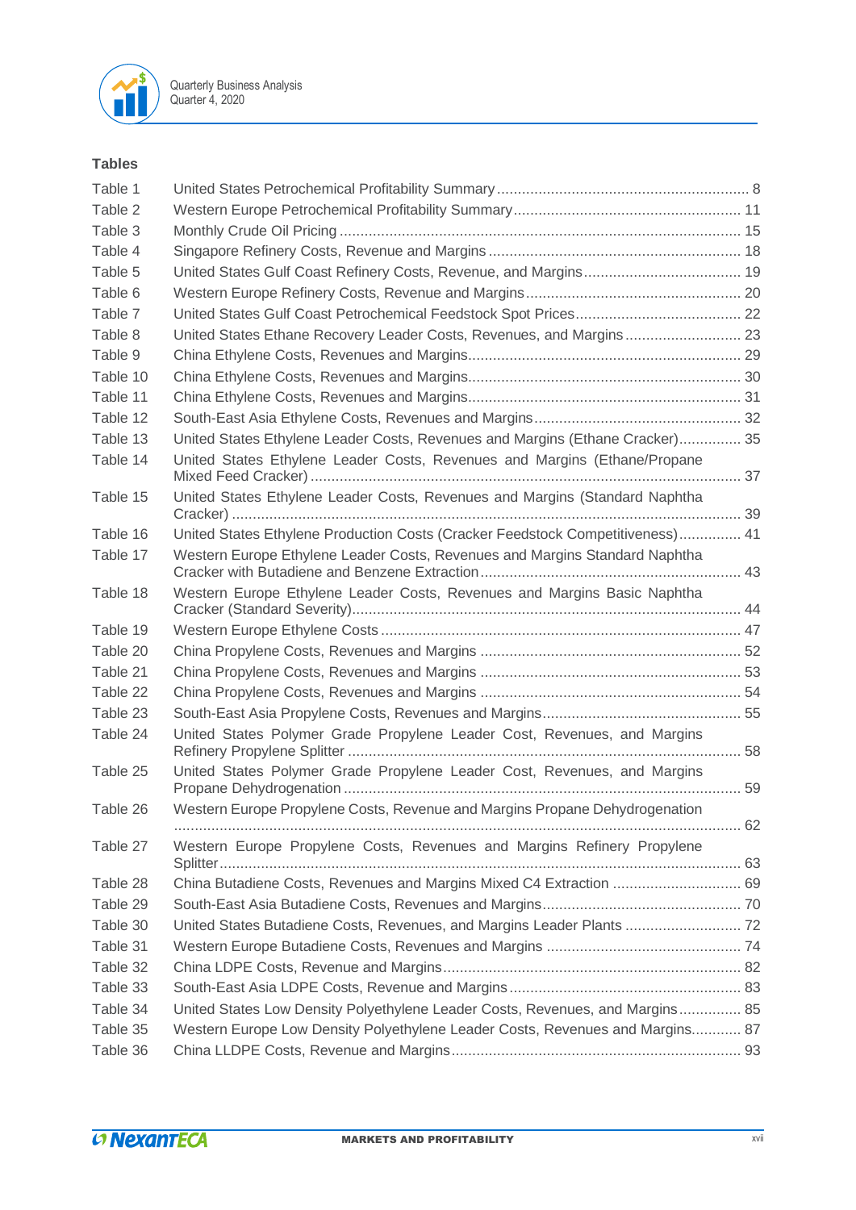## Tables

| | | |
|---|---|---|
| Table 1 | United States Petrochemical Profitability Summary | 8 |
| Table 2 | Western Europe Petrochemical Profitability Summary | 11 |
| Table 3 | Monthly Crude Oil Pricing | 15 |
| Table 4 | Singapore Refinery Costs, Revenue and Margins | 18 |
| Table 5 | United States Gulf Coast Refinery Costs, Revenue, and Margins | 19 |
| Table 6 | Western Europe Refinery Costs, Revenue and Margins | 20 |
| Table 7 | United States Gulf Coast Petrochemical Feedstock Spot Prices | 22 |
| Table 8 | United States Ethane Recovery Leader Costs, Revenues, and Margins | 23 |
| Table 9 | China Ethylene Costs, Revenues and Margins | 29 |
| Table 10 | China Ethylene Costs, Revenues and Margins | 30 |
| Table 11 | China Ethylene Costs, Revenues and Margins | 31 |
| Table 12 | South-East Asia Ethylene Costs, Revenues and Margins | 32 |
| Table 13 | United States Ethylene Leader Costs, Revenues and Margins (Ethane Cracker) | 35 |
| Table 14 | United States Ethylene Leader Costs, Revenues and Margins (Ethane/Propane Mixed Feed Cracker) | 37 |
| Table 15 | United States Ethylene Leader Costs, Revenues and Margins (Standard Naphtha Cracker) | 39 |
| Table 16 | United States Ethylene Production Costs (Cracker Feedstock Competitiveness) | 41 |
| Table 17 | Western Europe Ethylene Leader Costs, Revenues and Margins Standard Naphtha Cracker with Butadiene and Benzene Extraction | 43 |
| Table 18 | Western Europe Ethylene Leader Costs, Revenues and Margins Basic Naphtha Cracker (Standard Severity) | 44 |
| Table 19 | Western Europe Ethylene Costs | 47 |
| Table 20 | China Propylene Costs, Revenues and Margins | 52 |
| Table 21 | China Propylene Costs, Revenues and Margins | 53 |
| Table 22 | China Propylene Costs, Revenues and Margins | 54 |
| Table 23 | South-East Asia Propylene Costs, Revenues and Margins | 55 |
| Table 24 | United States Polymer Grade Propylene Leader Cost, Revenues, and Margins Refinery Propylene Splitter | 58 |
| Table 25 | United States Polymer Grade Propylene Leader Cost, Revenues, and Margins Propane Dehydrogenation | 59 |
| Table 26 | Western Europe Propylene Costs, Revenue and Margins Propane Dehydrogenation | 62 |
| Table 27 | Western Europe Propylene Costs, Revenues and Margins Refinery Propylene Splitter | 63 |
| Table 28 | China Butadiene Costs, Revenues and Margins Mixed C4 Extraction | 69 |
| Table 29 | South-East Asia Butadiene Costs, Revenues and Margins | 70 |
| Table 30 | United States Butadiene Costs, Revenues, and Margins Leader Plants | 72 |
| Table 31 | Western Europe Butadiene Costs, Revenues and Margins | 74 |
| Table 32 | China LDPE Costs, Revenue and Margins | 82 |
| Table 33 | South-East Asia LDPE Costs, Revenue and Margins | 83 |
| Table 34 | United States Low Density Polyethylene Leader Costs, Revenues, and Margins | 85 |
| Table 35 | Western Europe Low Density Polyethylene Leader Costs, Revenues and Margins | 87 |
| Table 36 | China LLDPE Costs, Revenue and Margins | 93 |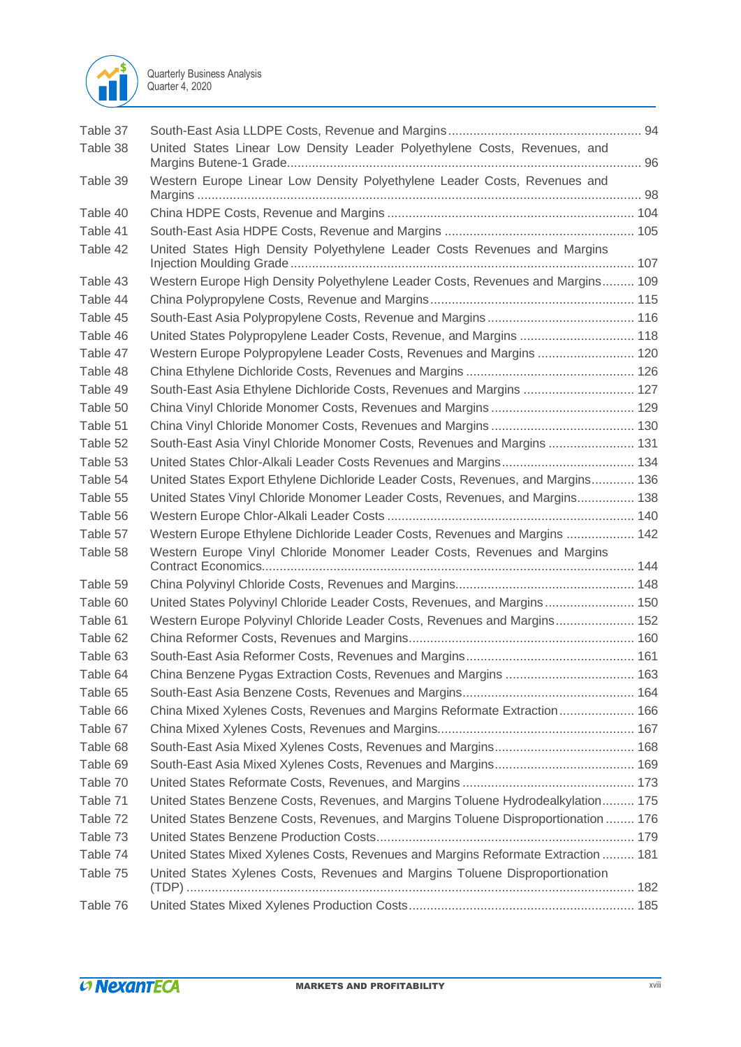| | | |
|---|---|---|
| Table 37 | South-East Asia LLDPE Costs, Revenue and Margins | 94 |
| Table 38 | United States Linear Low Density Leader Polyethylene Costs, Revenues, and Margins Butene-1 Grade | 96 |
| Table 39 | Western Europe Linear Low Density Polyethylene Leader Costs, Revenues and Margins | 98 |
| Table 40 | China HDPE Costs, Revenue and Margins | 104 |
| Table 41 | South-East Asia HDPE Costs, Revenue and Margins | 105 |
| Table 42 | United States High Density Polyethylene Leader Costs Revenues and Margins Injection Moulding Grade | 107 |
| Table 43 | Western Europe High Density Polyethylene Leader Costs, Revenues and Margins | 109 |
| Table 44 | China Polypropylene Costs, Revenue and Margins | 115 |
| Table 45 | South-East Asia Polypropylene Costs, Revenue and Margins | 116 |
| Table 46 | United States Polypropylene Leader Costs, Revenue, and Margins | 118 |
| Table 47 | Western Europe Polypropylene Leader Costs, Revenues and Margins | 120 |
| Table 48 | China Ethylene Dichloride Costs, Revenues and Margins | 126 |
| Table 49 | South-East Asia Ethylene Dichloride Costs, Revenues and Margins | 127 |
| Table 50 | China Vinyl Chloride Monomer Costs, Revenues and Margins | 129 |
| Table 51 | China Vinyl Chloride Monomer Costs, Revenues and Margins | 130 |
| Table 52 | South-East Asia Vinyl Chloride Monomer Costs, Revenues and Margins | 131 |
| Table 53 | United States Chlor-Alkali Leader Costs Revenues and Margins | 134 |
| Table 54 | United States Export Ethylene Dichloride Leader Costs, Revenues, and Margins | 136 |
| Table 55 | United States Vinyl Chloride Monomer Leader Costs, Revenues, and Margins | 138 |
| Table 56 | Western Europe Chlor-Alkali Leader Costs | 140 |
| Table 57 | Western Europe Ethylene Dichloride Leader Costs, Revenues and Margins | 142 |
| Table 58 | Western Europe Vinyl Chloride Monomer Leader Costs, Revenues and Margins Contract Economics | 144 |
| Table 59 | China Polyvinyl Chloride Costs, Revenues and Margins | 148 |
| Table 60 | United States Polyvinyl Chloride Leader Costs, Revenues, and Margins | 150 |
| Table 61 | Western Europe Polyvinyl Chloride Leader Costs, Revenues and Margins | 152 |
| Table 62 | China Reformer Costs, Revenues and Margins | 160 |
| Table 63 | South-East Asia Reformer Costs, Revenues and Margins | 161 |
| Table 64 | China Benzene Pygas Extraction Costs, Revenues and Margins | 163 |
| Table 65 | South-East Asia Benzene Costs, Revenues and Margins | 164 |
| Table 66 | China Mixed Xylenes Costs, Revenues and Margins Reformate Extraction | 166 |
| Table 67 | China Mixed Xylenes Costs, Revenues and Margins | 167 |
| Table 68 | South-East Asia Mixed Xylenes Costs, Revenues and Margins | 168 |
| Table 69 | South-East Asia Mixed Xylenes Costs, Revenues and Margins | 169 |
| Table 70 | United States Reformate Costs, Revenues, and Margins | 173 |
| Table 71 | United States Benzene Costs, Revenues, and Margins Toluene Hydrodealkylation | 175 |
| Table 72 | United States Benzene Costs, Revenues, and Margins Toluene Disproportionation | 176 |
| Table 73 | United States Benzene Production Costs | 179 |
| Table 74 | United States Mixed Xylenes Costs, Revenues and Margins Reformate Extraction | 181 |
| Table 75 | United States Xylenes Costs, Revenues and Margins Toluene Disproportionation (TDP) | 182 |
| Table 76 | United States Mixed Xylenes Production Costs | 185 |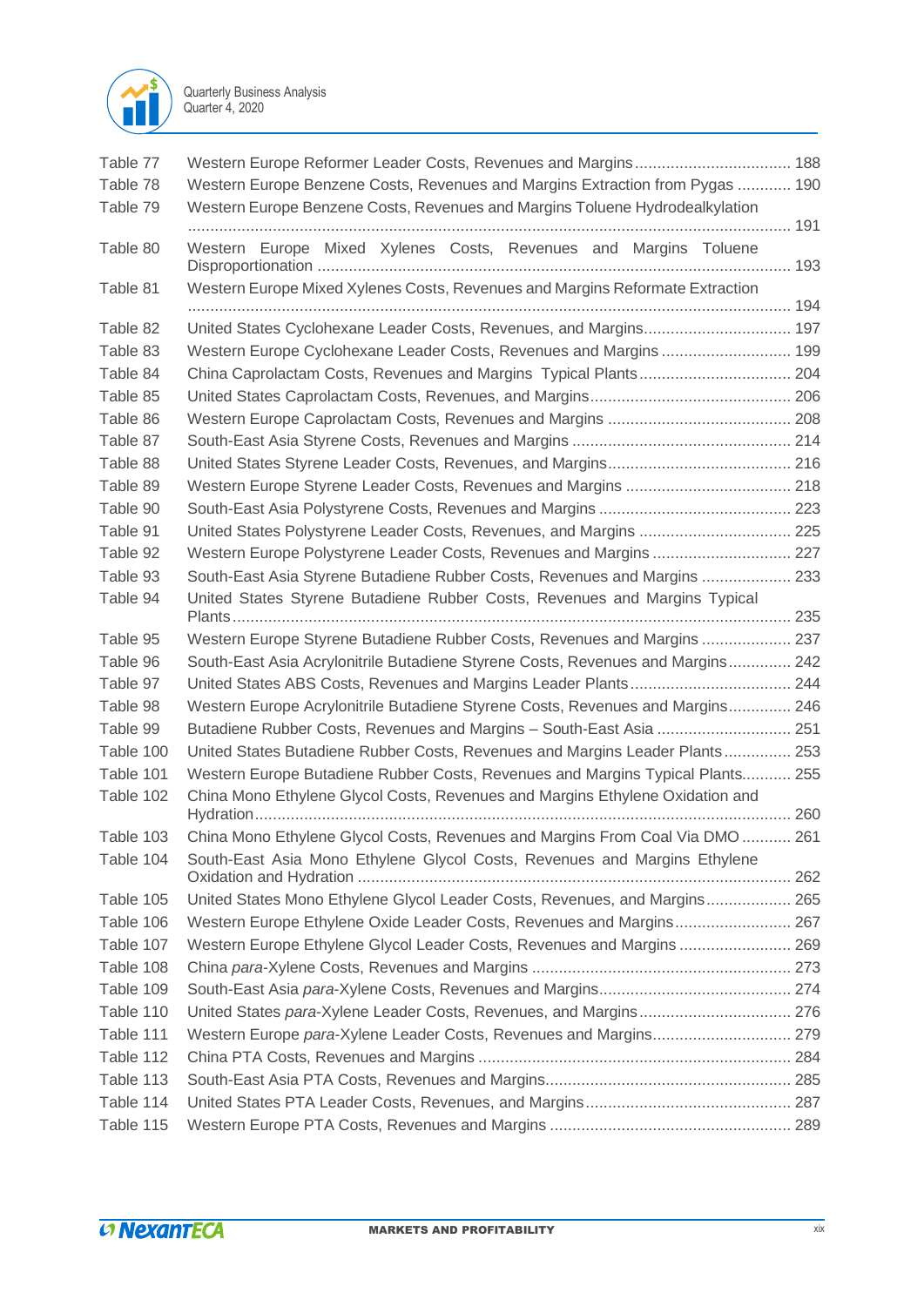| | | |
|---|---|---|
| Table 77 | Western Europe Reformer Leader Costs, Revenues and Margins | 188 |
| Table 78 | Western Europe Benzene Costs, Revenues and Margins Extraction from Pygas | 190 |
| Table 79 | Western Europe Benzene Costs, Revenues and Margins Toluene Hydrodealkylation | 191 |
| Table 80 | Western Europe Mixed Xylenes Costs, Revenues and Margins Toluene Disproportionation | 193 |
| Table 81 | Western Europe Mixed Xylenes Costs, Revenues and Margins Reformate Extraction | 194 |
| Table 82 | United States Cyclohexane Leader Costs, Revenues, and Margins | 197 |
| Table 83 | Western Europe Cyclohexane Leader Costs, Revenues and Margins | 199 |
| Table 84 | China Caprolactam Costs, Revenues and Margins Typical Plants | 204 |
| Table 85 | United States Caprolactam Costs, Revenues, and Margins | 206 |
| Table 86 | Western Europe Caprolactam Costs, Revenues and Margins | 208 |
| Table 87 | South-East Asia Styrene Costs, Revenues and Margins | 214 |
| Table 88 | United States Styrene Leader Costs, Revenues, and Margins | 216 |
| Table 89 | Western Europe Styrene Leader Costs, Revenues and Margins | 218 |
| Table 90 | South-East Asia Polystyrene Costs, Revenues and Margins | 223 |
| Table 91 | United States Polystyrene Leader Costs, Revenues, and Margins | 225 |
| Table 92 | Western Europe Polystyrene Leader Costs, Revenues and Margins | 227 |
| Table 93 | South-East Asia Styrene Butadiene Rubber Costs, Revenues and Margins | 233 |
| Table 94 | United States Styrene Butadiene Rubber Costs, Revenues and Margins Typical Plants | 235 |
| Table 95 | Western Europe Styrene Butadiene Rubber Costs, Revenues and Margins | 237 |
| Table 96 | South-East Asia Acrylonitrile Butadiene Styrene Costs, Revenues and Margins | 242 |
| Table 97 | United States ABS Costs, Revenues and Margins Leader Plants | 244 |
| Table 98 | Western Europe Acrylonitrile Butadiene Styrene Costs, Revenues and Margins | 246 |
| Table 99 | Butadiene Rubber Costs, Revenues and Margins – South-East Asia | 251 |
| Table 100 | United States Butadiene Rubber Costs, Revenues and Margins Leader Plants | 253 |
| Table 101 | Western Europe Butadiene Rubber Costs, Revenues and Margins Typical Plants | 255 |
| Table 102 | China Mono Ethylene Glycol Costs, Revenues and Margins Ethylene Oxidation and Hydration | 260 |
| Table 103 | China Mono Ethylene Glycol Costs, Revenues and Margins From Coal Via DMO | 261 |
| Table 104 | South-East Asia Mono Ethylene Glycol Costs, Revenues and Margins Ethylene Oxidation and Hydration | 262 |
| Table 105 | United States Mono Ethylene Glycol Leader Costs, Revenues, and Margins | 265 |
| Table 106 | Western Europe Ethylene Oxide Leader Costs, Revenues and Margins | 267 |
| Table 107 | Western Europe Ethylene Glycol Leader Costs, Revenues and Margins | 269 |
| Table 108 | China *para*-Xylene Costs, Revenues and Margins | 273 |
| Table 109 | South-East Asia *para*-Xylene Costs, Revenues and Margins | 274 |
| Table 110 | United States *para*-Xylene Leader Costs, Revenues, and Margins | 276 |
| Table 111 | Western Europe *para*-Xylene Leader Costs, Revenues and Margins | 279 |
| Table 112 | China PTA Costs, Revenues and Margins | 284 |
| Table 113 | South-East Asia PTA Costs, Revenues and Margins | 285 |
| Table 114 | United States PTA Leader Costs, Revenues, and Margins | 287 |
| Table 115 | Western Europe PTA Costs, Revenues and Margins | 289 |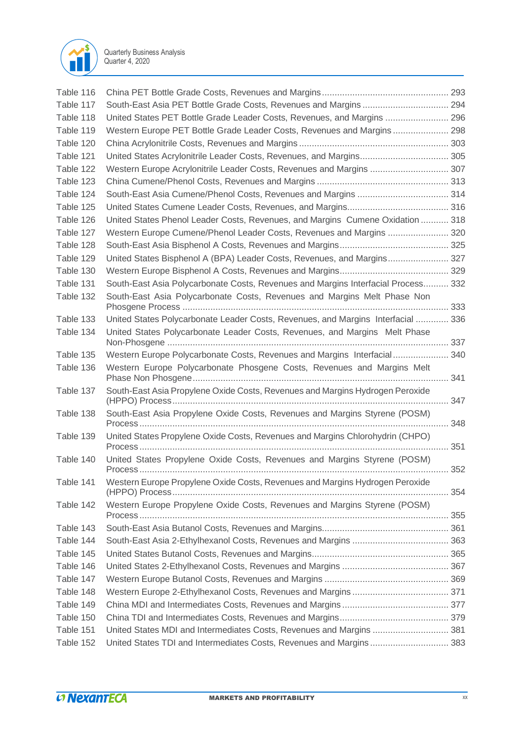| | | |
|---|---|---|
| Table 116 | China PET Bottle Grade Costs, Revenues and Margins | 293 |
| Table 117 | South-East Asia PET Bottle Grade Costs, Revenues and Margins | 294 |
| Table 118 | United States PET Bottle Grade Leader Costs, Revenues, and Margins | 296 |
| Table 119 | Western Europe PET Bottle Grade Leader Costs, Revenues and Margins | 298 |
| Table 120 | China Acrylonitrile Costs, Revenues and Margins | 303 |
| Table 121 | United States Acrylonitrile Leader Costs, Revenues, and Margins | 305 |
| Table 122 | Western Europe Acrylonitrile Leader Costs, Revenues and Margins | 307 |
| Table 123 | China Cumene/Phenol Costs, Revenues and Margins | 313 |
| Table 124 | South-East Asia Cumene/Phenol Costs, Revenues and Margins | 314 |
| Table 125 | United States Cumene Leader Costs, Revenues, and Margins | 316 |
| Table 126 | United States Phenol Leader Costs, Revenues, and Margins Cumene Oxidation | 318 |
| Table 127 | Western Europe Cumene/Phenol Leader Costs, Revenues and Margins | 320 |
| Table 128 | South-East Asia Bisphenol A Costs, Revenues and Margins | 325 |
| Table 129 | United States Bisphenol A (BPA) Leader Costs, Revenues, and Margins | 327 |
| Table 130 | Western Europe Bisphenol A Costs, Revenues and Margins | 329 |
| Table 131 | South-East Asia Polycarbonate Costs, Revenues and Margins Interfacial Process | 332 |
| Table 132 | South-East Asia Polycarbonate Costs, Revenues and Margins Melt Phase Non Phosgene Process | 333 |
| Table 133 | United States Polycarbonate Leader Costs, Revenues, and Margins Interfacial | 336 |
| Table 134 | United States Polycarbonate Leader Costs, Revenues, and Margins Melt Phase Non-Phosgene | 337 |
| Table 135 | Western Europe Polycarbonate Costs, Revenues and Margins Interfacial | 340 |
| Table 136 | Western Europe Polycarbonate Phosgene Costs, Revenues and Margins Melt Phase Non Phosgene | 341 |
| Table 137 | South-East Asia Propylene Oxide Costs, Revenues and Margins Hydrogen Peroxide (HPPO) Process | 347 |
| Table 138 | South-East Asia Propylene Oxide Costs, Revenues and Margins Styrene (POSM) Process | 348 |
| Table 139 | United States Propylene Oxide Costs, Revenues and Margins Chlorohydrin (CHPO) Process | 351 |
| Table 140 | United States Propylene Oxide Costs, Revenues and Margins Styrene (POSM) Process | 352 |
| Table 141 | Western Europe Propylene Oxide Costs, Revenues and Margins Hydrogen Peroxide (HPPO) Process | 354 |
| Table 142 | Western Europe Propylene Oxide Costs, Revenues and Margins Styrene (POSM) Process | 355 |
| Table 143 | South-East Asia Butanol Costs, Revenues and Margins | 361 |
| Table 144 | South-East Asia 2-Ethylhexanol Costs, Revenues and Margins | 363 |
| Table 145 | United States Butanol Costs, Revenues and Margins | 365 |
| Table 146 | United States 2-Ethylhexanol Costs, Revenues and Margins | 367 |
| Table 147 | Western Europe Butanol Costs, Revenues and Margins | 369 |
| Table 148 | Western Europe 2-Ethylhexanol Costs, Revenues and Margins | 371 |
| Table 149 | China MDI and Intermediates Costs, Revenues and Margins | 377 |
| Table 150 | China TDI and Intermediates Costs, Revenues and Margins | 379 |
| Table 151 | United States MDI and Intermediates Costs, Revenues and Margins | 381 |
| Table 152 | United States TDI and Intermediates Costs, Revenues and Margins | 383 |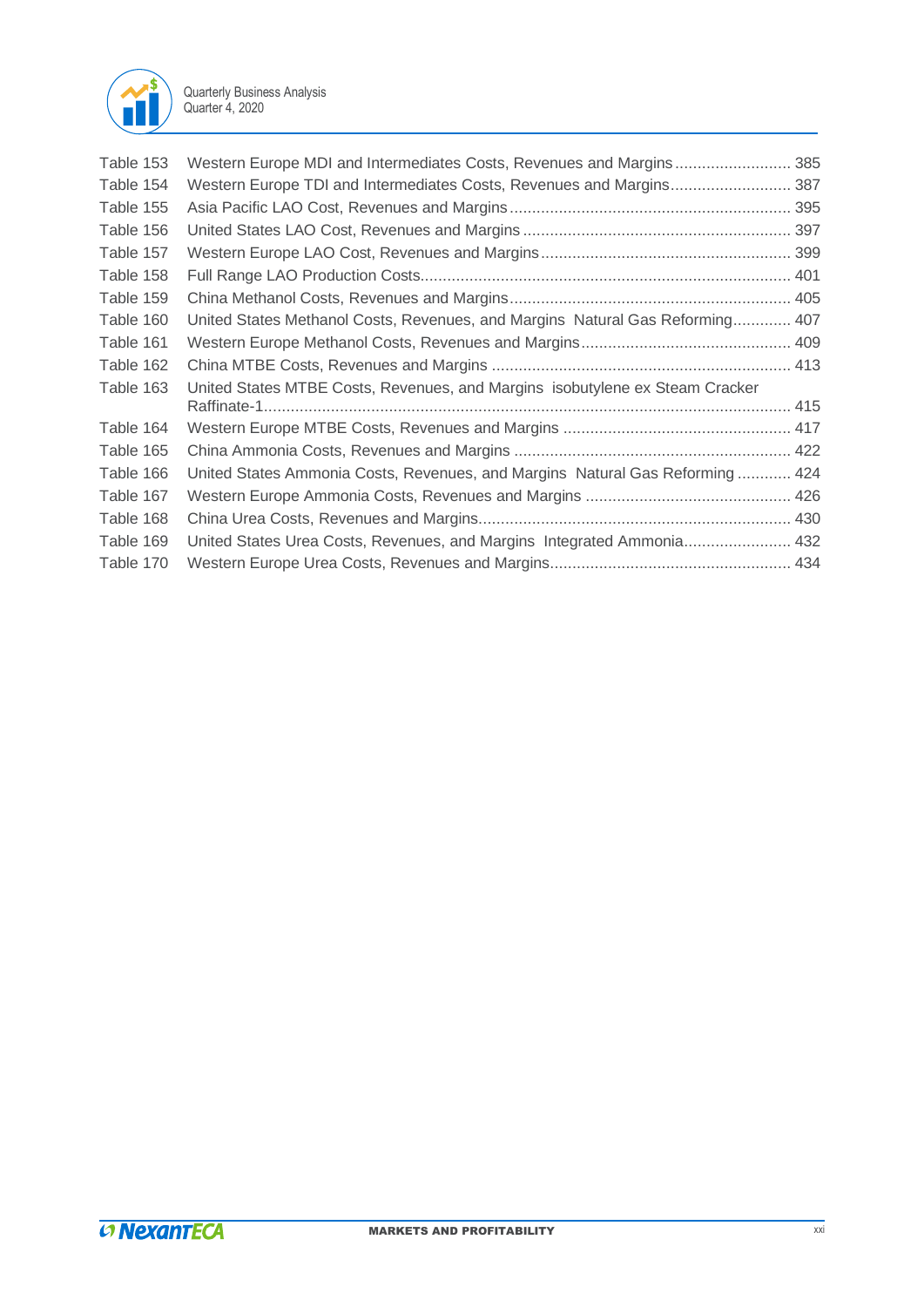| | | |
|---|---|---|
| Table 153 | Western Europe MDI and Intermediates Costs, Revenues and Margins | 385 |
| Table 154 | Western Europe TDI and Intermediates Costs, Revenues and Margins | 387 |
| Table 155 | Asia Pacific LAO Cost, Revenues and Margins | 395 |
| Table 156 | United States LAO Cost, Revenues and Margins | 397 |
| Table 157 | Western Europe LAO Cost, Revenues and Margins | 399 |
| Table 158 | Full Range LAO Production Costs | 401 |
| Table 159 | China Methanol Costs, Revenues and Margins | 405 |
| Table 160 | United States Methanol Costs, Revenues, and Margins  Natural Gas Reforming | 407 |
| Table 161 | Western Europe Methanol Costs, Revenues and Margins | 409 |
| Table 162 | China MTBE Costs, Revenues and Margins | 413 |
| Table 163 | United States MTBE Costs, Revenues, and Margins  isobutylene ex Steam Cracker Raffinate-1 | 415 |
| Table 164 | Western Europe MTBE Costs, Revenues and Margins | 417 |
| Table 165 | China Ammonia Costs, Revenues and Margins | 422 |
| Table 166 | United States Ammonia Costs, Revenues, and Margins  Natural Gas Reforming | 424 |
| Table 167 | Western Europe Ammonia Costs, Revenues and Margins | 426 |
| Table 168 | China Urea Costs, Revenues and Margins | 430 |
| Table 169 | United States Urea Costs, Revenues, and Margins  Integrated Ammonia | 432 |
| Table 170 | Western Europe Urea Costs, Revenues and Margins | 434 |